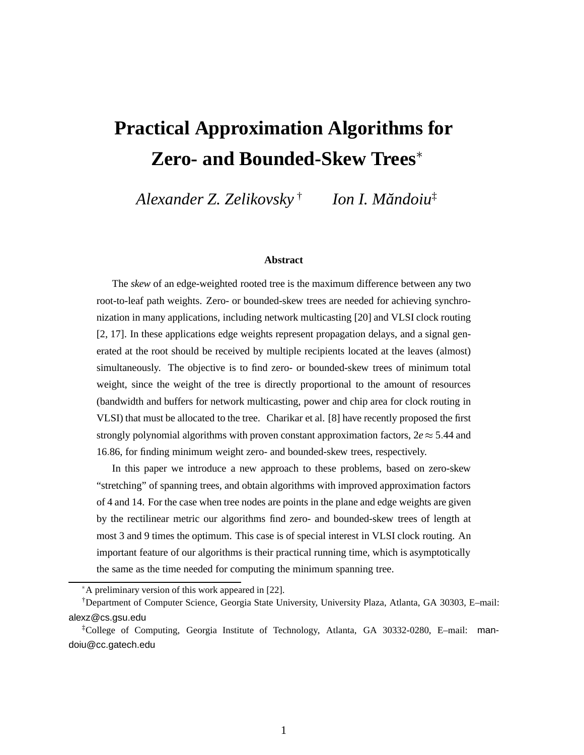# Practical Approximation Algorithms for Zero- and Bounded-Skew Trees*

*Alexander Z. Zelikovsky* † *Ion I. Măndoiu*‡

### Abstract

The *skew* of an edge-weighted rooted tree is the maximum difference between any two root-to-leaf path weights. Zero- or bounded-skew trees are needed for achieving synchronization in many applications, including network multicasting [20] and VLSI clock routing [2, 17]. In these applications edge weights represent propagation delays, and a signal generated at the root should be received by multiple recipients located at the leaves (almost) simultaneously. The objective is to find zero- or bounded-skew trees of minimum total weight, since the weight of the tree is directly proportional to the amount of resources (bandwidth and buffers for network multicasting, power and chip area for clock routing in VLSI) that must be allocated to the tree. Charikar et al. [8] have recently proposed the first strongly polynomial algorithms with proven constant approximation factors, $2e \approx 5.44$ and 16.86, for finding minimum weight zero- and bounded-skew trees, respectively.

In this paper we introduce a new approach to these problems, based on zero-skew "stretching" of spanning trees, and obtain algorithms with improved approximation factors of 4 and 14. For the case when tree nodes are points in the plane and edge weights are given by the rectilinear metric our algorithms find zero- and bounded-skew trees of length at most 3 and 9 times the optimum. This case is of special interest in VLSI clock routing. An important feature of our algorithms is their practical running time, which is asymptotically the same as the time needed for computing the minimum spanning tree.

---

*A preliminary version of this work appeared in [22].

†Department of Computer Science, Georgia State University, University Plaza, Atlanta, GA 30303, E–mail: alexz@cs.gsu.edu

‡College of Computing, Georgia Institute of Technology, Atlanta, GA 30332-0280, E–mail: mandoiu@cc.gatech.edu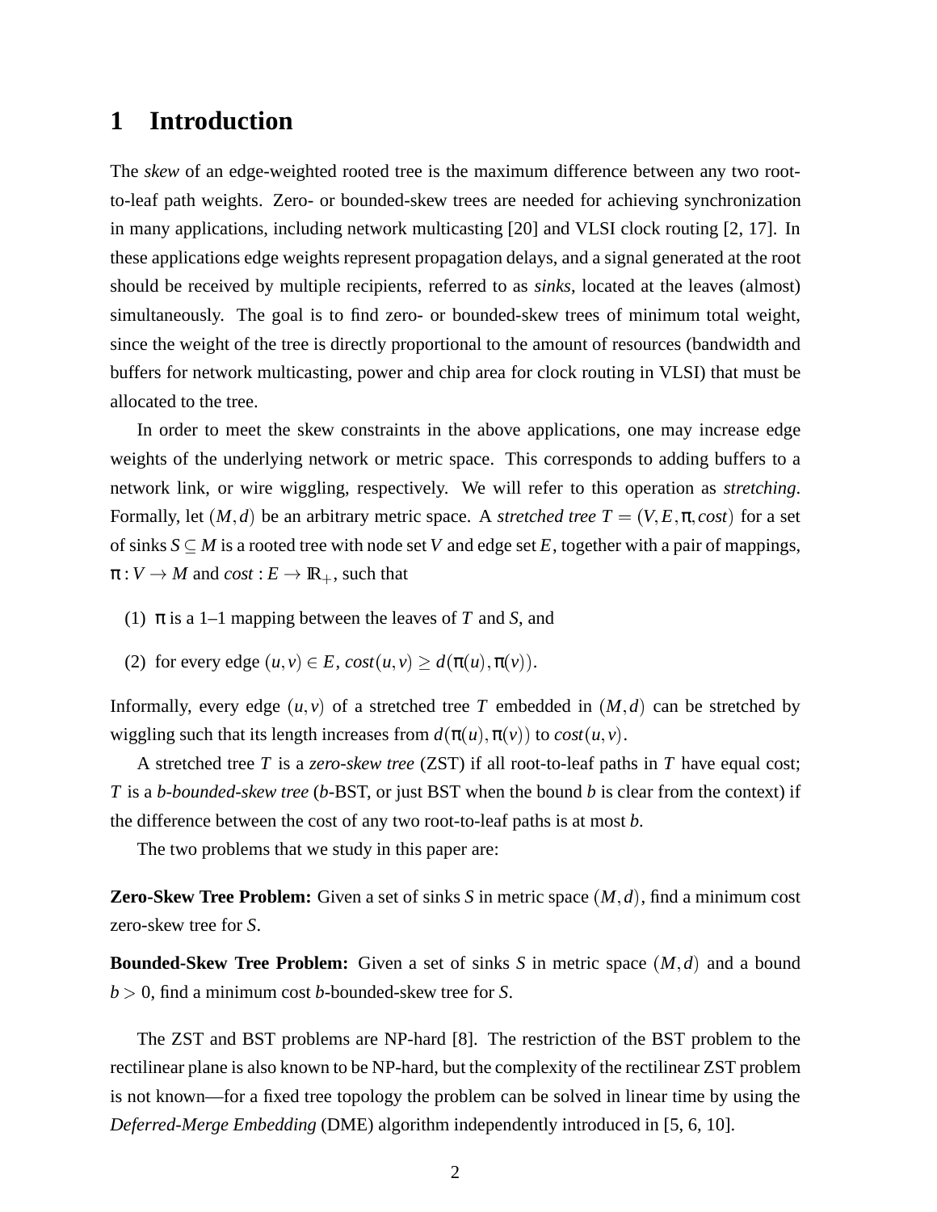# 1 Introduction

The *skew* of an edge-weighted rooted tree is the maximum difference between any two root-to-leaf path weights. Zero- or bounded-skew trees are needed for achieving synchronization in many applications, including network multicasting [20] and VLSI clock routing [2, 17]. In these applications edge weights represent propagation delays, and a signal generated at the root should be received by multiple recipients, referred to as *sinks*, located at the leaves (almost) simultaneously. The goal is to find zero- or bounded-skew trees of minimum total weight, since the weight of the tree is directly proportional to the amount of resources (bandwidth and buffers for network multicasting, power and chip area for clock routing in VLSI) that must be allocated to the tree.

In order to meet the skew constraints in the above applications, one may increase edge weights of the underlying network or metric space. This corresponds to adding buffers to a network link, or wire wiggling, respectively. We will refer to this operation as *stretching*. Formally, let $(M,d)$ be an arbitrary metric space. A *stretched tree* $T = (V, E, \pi, cost)$ for a set of sinks $S \subseteq M$ is a rooted tree with node set $V$ and edge set $E$, together with a pair of mappings, $\pi : V \to M$ and $cost : E \to \mathbb{R}_+$, such that

(1) $\pi$ is a 1–1 mapping between the leaves of $T$ and $S$, and

(2) for every edge $(u,v) \in E$, $cost(u,v) \geq d(\pi(u), \pi(v))$.

Informally, every edge $(u,v)$ of a stretched tree $T$ embedded in $(M,d)$ can be stretched by wiggling such that its length increases from $d(\pi(u), \pi(v))$ to $cost(u,v)$.

A stretched tree $T$ is a *zero-skew tree* (ZST) if all root-to-leaf paths in $T$ have equal cost; $T$ is a *b-bounded-skew tree* ($b$-BST, or just BST when the bound $b$ is clear from the context) if the difference between the cost of any two root-to-leaf paths is at most $b$.

The two problems that we study in this paper are:

**Zero-Skew Tree Problem:** Given a set of sinks $S$ in metric space $(M,d)$, find a minimum cost zero-skew tree for $S$.

**Bounded-Skew Tree Problem:** Given a set of sinks $S$ in metric space $(M,d)$ and a bound $b > 0$, find a minimum cost $b$-bounded-skew tree for $S$.

The ZST and BST problems are NP-hard [8]. The restriction of the BST problem to the rectilinear plane is also known to be NP-hard, but the complexity of the rectilinear ZST problem is not known—for a fixed tree topology the problem can be solved in linear time by using the *Deferred-Merge Embedding* (DME) algorithm independently introduced in [5, 6, 10].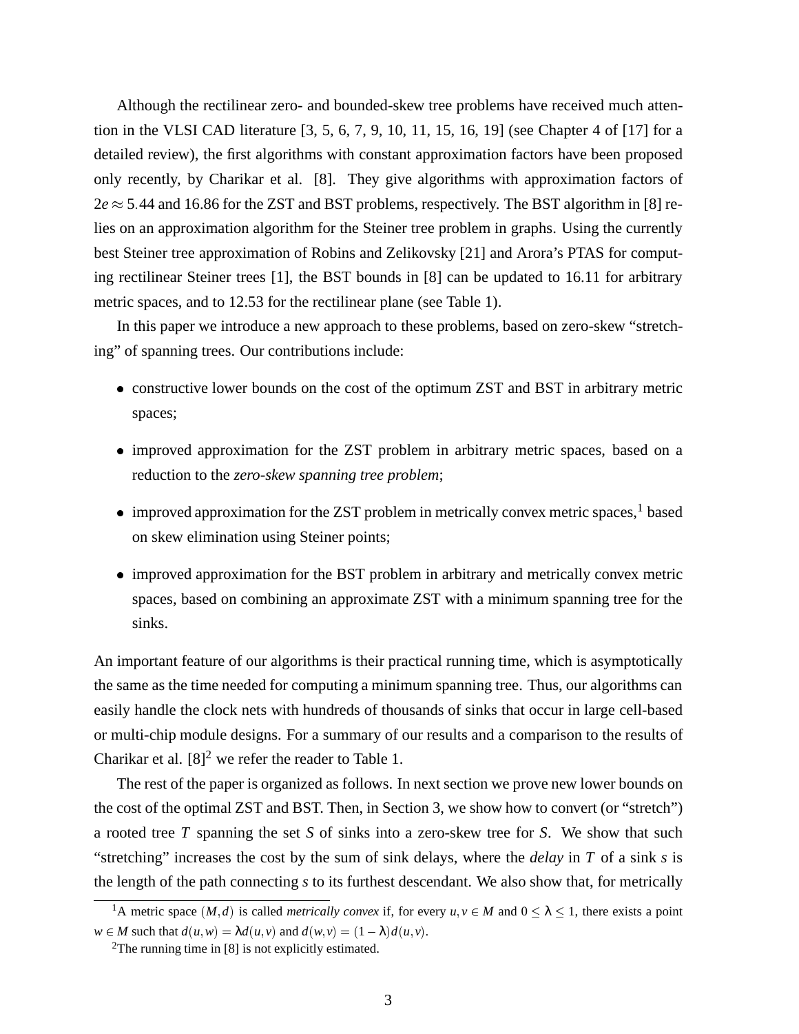Although the rectilinear zero- and bounded-skew tree problems have received much attention in the VLSI CAD literature [3, 5, 6, 7, 9, 10, 11, 15, 16, 19] (see Chapter 4 of [17] for a detailed review), the first algorithms with constant approximation factors have been proposed only recently, by Charikar et al. [8]. They give algorithms with approximation factors of $2e \approx 5.44$ and 16.86 for the ZST and BST problems, respectively. The BST algorithm in [8] relies on an approximation algorithm for the Steiner tree problem in graphs. Using the currently best Steiner tree approximation of Robins and Zelikovsky [21] and Arora's PTAS for computing rectilinear Steiner trees [1], the BST bounds in [8] can be updated to 16.11 for arbitrary metric spaces, and to 12.53 for the rectilinear plane (see Table 1).

In this paper we introduce a new approach to these problems, based on zero-skew "stretching" of spanning trees. Our contributions include:

- constructive lower bounds on the cost of the optimum ZST and BST in arbitrary metric spaces;
- improved approximation for the ZST problem in arbitrary metric spaces, based on a reduction to the *zero-skew spanning tree problem*;
- improved approximation for the ZST problem in metrically convex metric spaces,[1] based on skew elimination using Steiner points;
- improved approximation for the BST problem in arbitrary and metrically convex metric spaces, based on combining an approximate ZST with a minimum spanning tree for the sinks.

An important feature of our algorithms is their practical running time, which is asymptotically the same as the time needed for computing a minimum spanning tree. Thus, our algorithms can easily handle the clock nets with hundreds of thousands of sinks that occur in large cell-based or multi-chip module designs. For a summary of our results and a comparison to the results of Charikar et al. [8][2] we refer the reader to Table 1.

The rest of the paper is organized as follows. In next section we prove new lower bounds on the cost of the optimal ZST and BST. Then, in Section 3, we show how to convert (or "stretch") a rooted tree $T$ spanning the set $S$ of sinks into a zero-skew tree for $S$. We show that such "stretching" increases the cost by the sum of sink delays, where the *delay* in $T$ of a sink $s$ is the length of the path connecting $s$ to its furthest descendant. We also show that, for metrically

[1] A metric space $(M,d)$ is called *metrically convex* if, for every $u, v \in M$ and $0 \leq \lambda \leq 1$, there exists a point $w \in M$ such that $d(u,w) = \lambda d(u,v)$ and $d(w,v) = (1-\lambda)d(u,v)$.

[2] The running time in [8] is not explicitly estimated.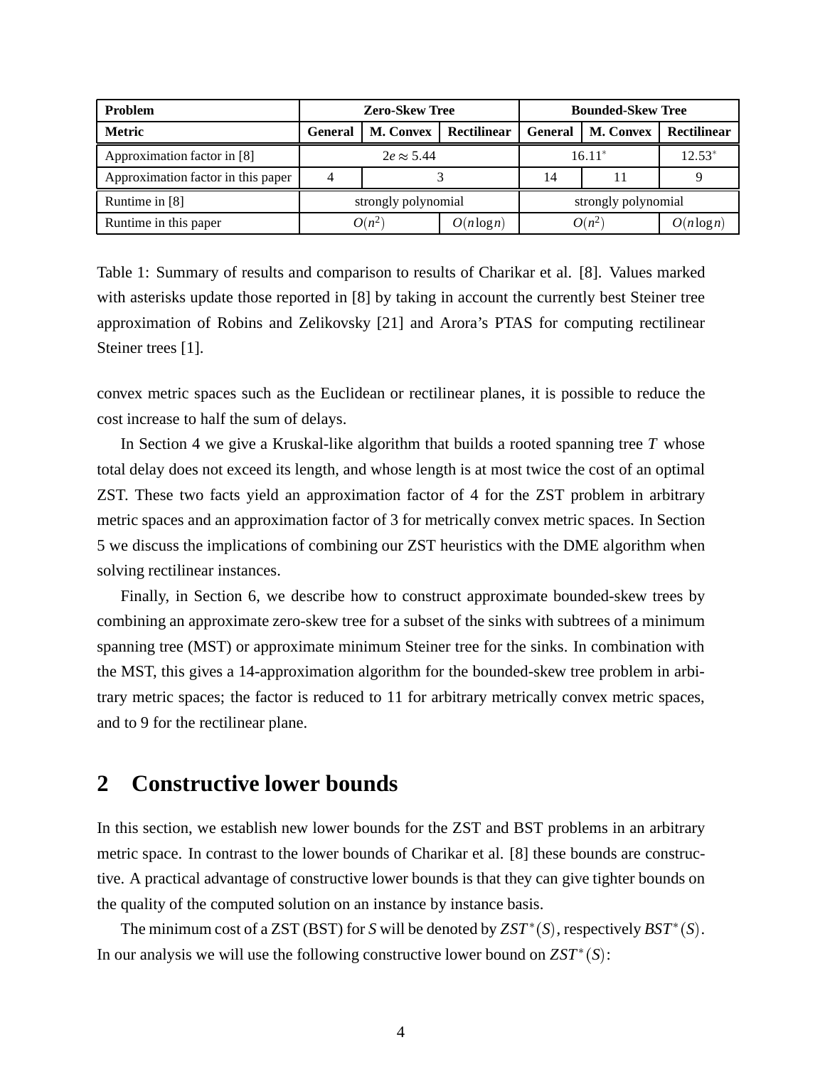| Problem | Zero-Skew Tree | | | Bounded-Skew Tree | | |
|---|---|---|---|---|---|---|
| Metric | General | M. Convex | Rectilinear | General | M. Convex | Rectilinear |
| Approximation factor in [8] | $2e \approx 5.44$ | | | $16.11^*$ | | $12.53^*$ |
| Approximation factor in this paper | 4 | 3 | | 14 | 11 | 9 |
| Runtime in [8] | strongly polynomial | | | strongly polynomial | | |
| Runtime in this paper | $O(n^2)$ | | $O(n \log n)$ | $O(n^2)$ | | $O(n \log n)$ |

Table 1: Summary of results and comparison to results of Charikar et al. [8]. Values marked with asterisks update those reported in [8] by taking in account the currently best Steiner tree approximation of Robins and Zelikovsky [21] and Arora's PTAS for computing rectilinear Steiner trees [1].

convex metric spaces such as the Euclidean or rectilinear planes, it is possible to reduce the cost increase to half the sum of delays.

In Section 4 we give a Kruskal-like algorithm that builds a rooted spanning tree $T$ whose total delay does not exceed its length, and whose length is at most twice the cost of an optimal ZST. These two facts yield an approximation factor of 4 for the ZST problem in arbitrary metric spaces and an approximation factor of 3 for metrically convex metric spaces. In Section 5 we discuss the implications of combining our ZST heuristics with the DME algorithm when solving rectilinear instances.

Finally, in Section 6, we describe how to construct approximate bounded-skew trees by combining an approximate zero-skew tree for a subset of the sinks with subtrees of a minimum spanning tree (MST) or approximate minimum Steiner tree for the sinks. In combination with the MST, this gives a 14-approximation algorithm for the bounded-skew tree problem in arbitrary metric spaces; the factor is reduced to 11 for arbitrary metrically convex metric spaces, and to 9 for the rectilinear plane.

## 2 Constructive lower bounds

In this section, we establish new lower bounds for the ZST and BST problems in an arbitrary metric space. In contrast to the lower bounds of Charikar et al. [8] these bounds are constructive. A practical advantage of constructive lower bounds is that they can give tighter bounds on the quality of the computed solution on an instance by instance basis.

The minimum cost of a ZST (BST) for $S$ will be denoted by $ZST^*(S)$, respectively $BST^*(S)$. In our analysis we will use the following constructive lower bound on $ZST^*(S)$: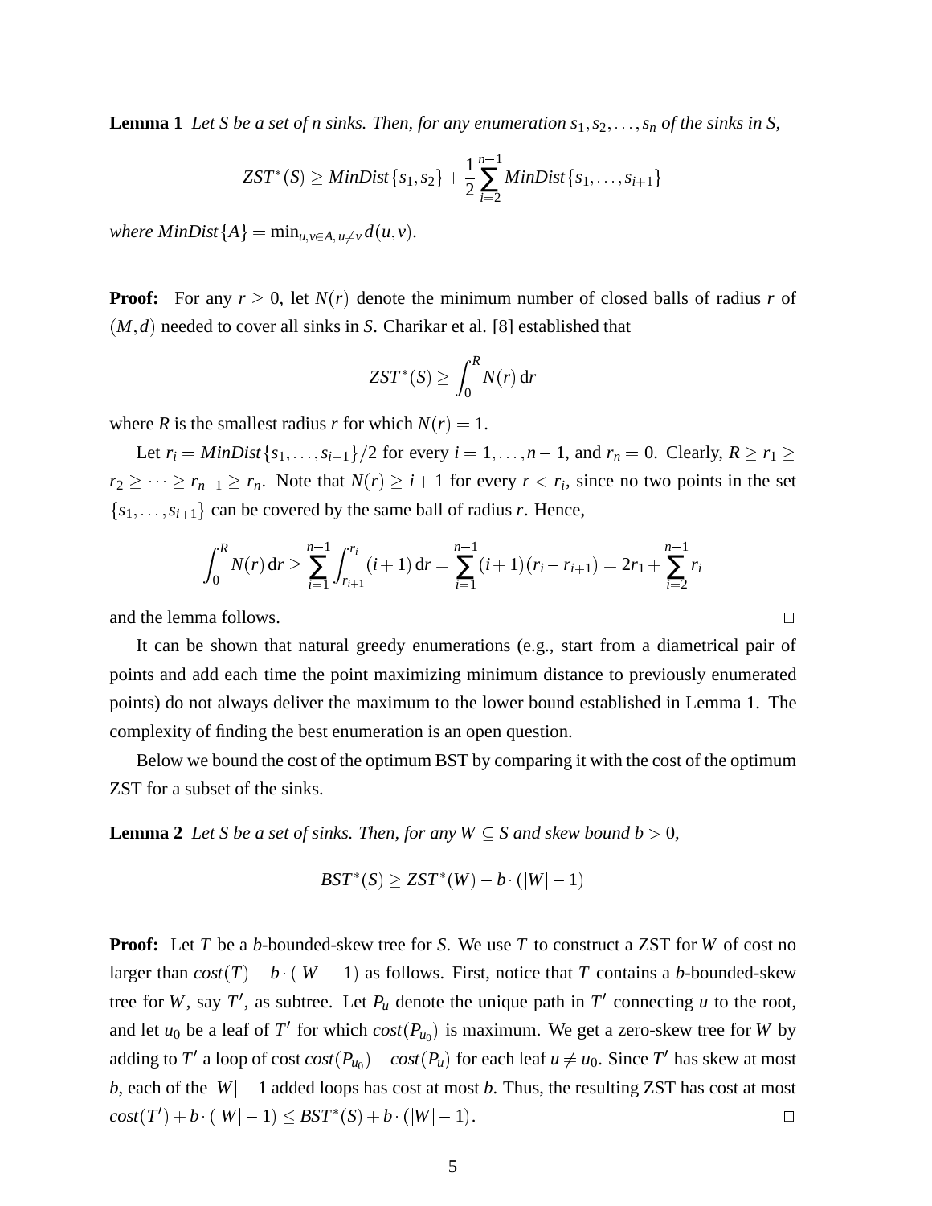**Lemma 1** *Let $S$ be a set of $n$ sinks. Then, for any enumeration $s_1, s_2, \ldots, s_n$ of the sinks in $S$,*

$$ZST^*(S) \geq MinDist\{s_1, s_2\} + \frac{1}{2}\sum_{i=2}^{n-1} MinDist\{s_1, \ldots, s_{i+1}\}$$

*where $MinDist\{A\} = \min_{u,v \in A,\, u \neq v} d(u,v)$.*

**Proof:** For any $r \geq 0$, let $N(r)$ denote the minimum number of closed balls of radius $r$ of $(M,d)$ needed to cover all sinks in $S$. Charikar et al. [8] established that

$$ZST^*(S) \geq \int_0^R N(r)\,\mathrm{d}r$$

where $R$ is the smallest radius $r$ for which $N(r) = 1$.

Let $r_i = MinDist\{s_1, \ldots, s_{i+1}\}/2$ for every $i = 1, \ldots, n-1$, and $r_n = 0$. Clearly, $R \geq r_1 \geq r_2 \geq \cdots \geq r_{n-1} \geq r_n$. Note that $N(r) \geq i+1$ for every $r < r_i$, since no two points in the set $\{s_1, \ldots, s_{i+1}\}$ can be covered by the same ball of radius $r$. Hence,

$$\int_0^R N(r)\,\mathrm{d}r \geq \sum_{i=1}^{n-1} \int_{r_{i+1}}^{r_i} (i+1)\,\mathrm{d}r = \sum_{i=1}^{n-1} (i+1)(r_i - r_{i+1}) = 2r_1 + \sum_{i=2}^{n-1} r_i$$

and the lemma follows. □

It can be shown that natural greedy enumerations (e.g., start from a diametrical pair of points and add each time the point maximizing minimum distance to previously enumerated points) do not always deliver the maximum to the lower bound established in Lemma 1. The complexity of finding the best enumeration is an open question.

Below we bound the cost of the optimum BST by comparing it with the cost of the optimum ZST for a subset of the sinks.

**Lemma 2** *Let $S$ be a set of sinks. Then, for any $W \subseteq S$ and skew bound $b > 0$,*

$$BST^*(S) \geq ZST^*(W) - b \cdot (|W| - 1)$$

**Proof:** Let $T$ be a $b$-bounded-skew tree for $S$. We use $T$ to construct a ZST for $W$ of cost no larger than $cost(T) + b \cdot (|W| - 1)$ as follows. First, notice that $T$ contains a $b$-bounded-skew tree for $W$, say $T'$, as subtree. Let $P_u$ denote the unique path in $T'$ connecting $u$ to the root, and let $u_0$ be a leaf of $T'$ for which $cost(P_{u_0})$ is maximum. We get a zero-skew tree for $W$ by adding to $T'$ a loop of cost $cost(P_{u_0}) - cost(P_u)$ for each leaf $u \neq u_0$. Since $T'$ has skew at most $b$, each of the $|W| - 1$ added loops has cost at most $b$. Thus, the resulting ZST has cost at most $cost(T') + b \cdot (|W| - 1) \leq BST^*(S) + b \cdot (|W| - 1)$. □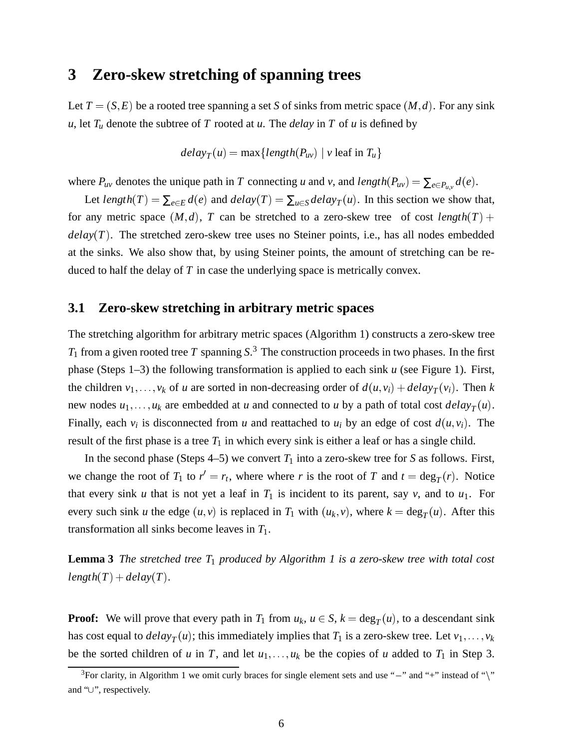## 3 Zero-skew stretching of spanning trees

Let $T = (S, E)$ be a rooted tree spanning a set $S$ of sinks from metric space $(M, d)$. For any sink $u$, let $T_u$ denote the subtree of $T$ rooted at $u$. The *delay* in $T$ of $u$ is defined by

$$delay_T(u) = \max\{length(P_{uv}) \mid v \text{ leaf in } T_u\}$$

where $P_{uv}$ denotes the unique path in $T$ connecting $u$ and $v$, and $length(P_{uv}) = \sum_{e \in P_{u,v}} d(e)$.

Let $length(T) = \sum_{e \in E} d(e)$ and $delay(T) = \sum_{u \in S} delay_T(u)$. In this section we show that, for any metric space $(M, d)$, $T$ can be stretched to a zero-skew tree of cost $length(T) + delay(T)$. The stretched zero-skew tree uses no Steiner points, i.e., has all nodes embedded at the sinks. We also show that, by using Steiner points, the amount of stretching can be reduced to half the delay of $T$ in case the underlying space is metrically convex.

### 3.1 Zero-skew stretching in arbitrary metric spaces

The stretching algorithm for arbitrary metric spaces (Algorithm 1) constructs a zero-skew tree $T_1$ from a given rooted tree $T$ spanning $S$.[3] The construction proceeds in two phases. In the first phase (Steps 1–3) the following transformation is applied to each sink $u$ (see Figure 1). First, the children $v_1, \ldots, v_k$ of $u$ are sorted in non-decreasing order of $d(u, v_i) + delay_T(v_i)$. Then $k$ new nodes $u_1, \ldots, u_k$ are embedded at $u$ and connected to $u$ by a path of total cost $delay_T(u)$. Finally, each $v_i$ is disconnected from $u$ and reattached to $u_i$ by an edge of cost $d(u, v_i)$. The result of the first phase is a tree $T_1$ in which every sink is either a leaf or has a single child.

In the second phase (Steps 4–5) we convert $T_1$ into a zero-skew tree for $S$ as follows. First, we change the root of $T_1$ to $r' = r_t$, where where $r$ is the root of $T$ and $t = \deg_T(r)$. Notice that every sink $u$ that is not yet a leaf in $T_1$ is incident to its parent, say $v$, and to $u_1$. For every such sink $u$ the edge $(u, v)$ is replaced in $T_1$ with $(u_k, v)$, where $k = \deg_T(u)$. After this transformation all sinks become leaves in $T_1$.

**Lemma 3** *The stretched tree $T_1$ produced by Algorithm 1 is a zero-skew tree with total cost $length(T) + delay(T)$.*

**Proof:** We will prove that every path in $T_1$ from $u_k$, $u \in S$, $k = \deg_T(u)$, to a descendant sink has cost equal to $delay_T(u)$; this immediately implies that $T_1$ is a zero-skew tree. Let $v_1, \ldots, v_k$ be the sorted children of $u$ in $T$, and let $u_1, \ldots, u_k$ be the copies of $u$ added to $T_1$ in Step 3.

[3] For clarity, in Algorithm 1 we omit curly braces for single element sets and use "$-$" and "+" instead of "$\setminus$" and "$\cup$", respectively.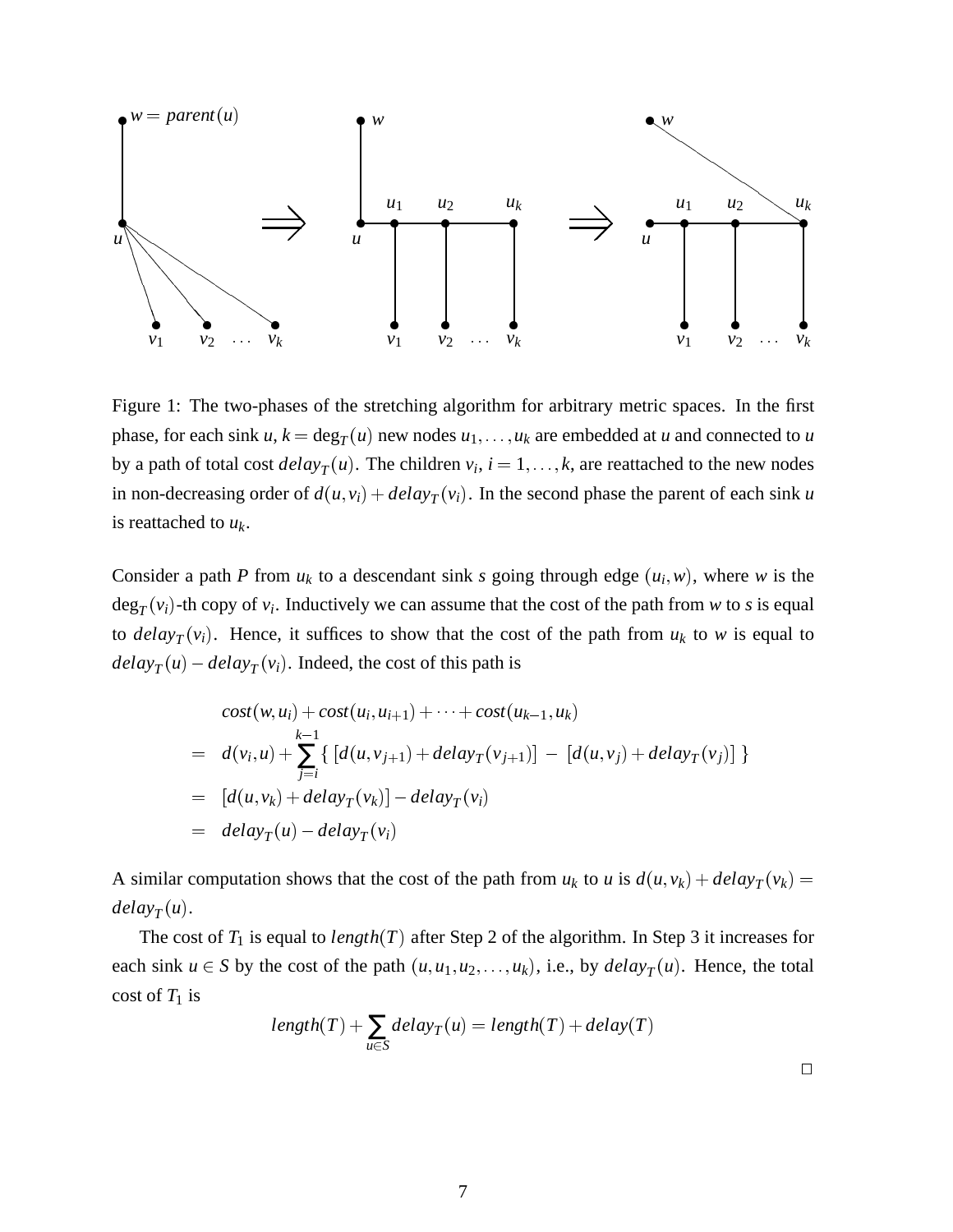Figure 1: The two-phases of the stretching algorithm for arbitrary metric spaces. In the first phase, for each sink $u$, $k = \deg_T(u)$ new nodes $u_1, \ldots, u_k$ are embedded at $u$ and connected to $u$ by a path of total cost $delay_T(u)$. The children $v_i$, $i = 1, \ldots, k$, are reattached to the new nodes in non-decreasing order of $d(u, v_i) + delay_T(v_i)$. In the second phase the parent of each sink $u$ is reattached to $u_k$.

Consider a path $P$ from $u_k$ to a descendant sink $s$ going through edge $(u_i, w)$, where $w$ is the $\deg_T(v_i)$-th copy of $v_i$. Inductively we can assume that the cost of the path from $w$ to $s$ is equal to $delay_T(v_i)$. Hence, it suffices to show that the cost of the path from $u_k$ to $w$ is equal to $delay_T(u) - delay_T(v_i)$. Indeed, the cost of this path is

$$
\begin{aligned}
& cost(w, u_i) + cost(u_i, u_{i+1}) + \cdots + cost(u_{k-1}, u_k) \\
= \;& d(v_i, u) + \sum_{j=i}^{k-1} \{ \, [d(u, v_{j+1}) + delay_T(v_{j+1})] \; - \; [d(u, v_j) + delay_T(v_j)] \, \} \\
= \;& [d(u, v_k) + delay_T(v_k)] - delay_T(v_i) \\
= \;& delay_T(u) - delay_T(v_i)
\end{aligned}
$$

A similar computation shows that the cost of the path from $u_k$ to $u$ is $d(u, v_k) + delay_T(v_k) = delay_T(u)$.

The cost of $T_1$ is equal to $length(T)$ after Step 2 of the algorithm. In Step 3 it increases for each sink $u \in S$ by the cost of the path $(u, u_1, u_2, \ldots, u_k)$, i.e., by $delay_T(u)$. Hence, the total cost of $T_1$ is

$$
length(T) + \sum_{u \in S} delay_T(u) = length(T) + delay(T)
$$

□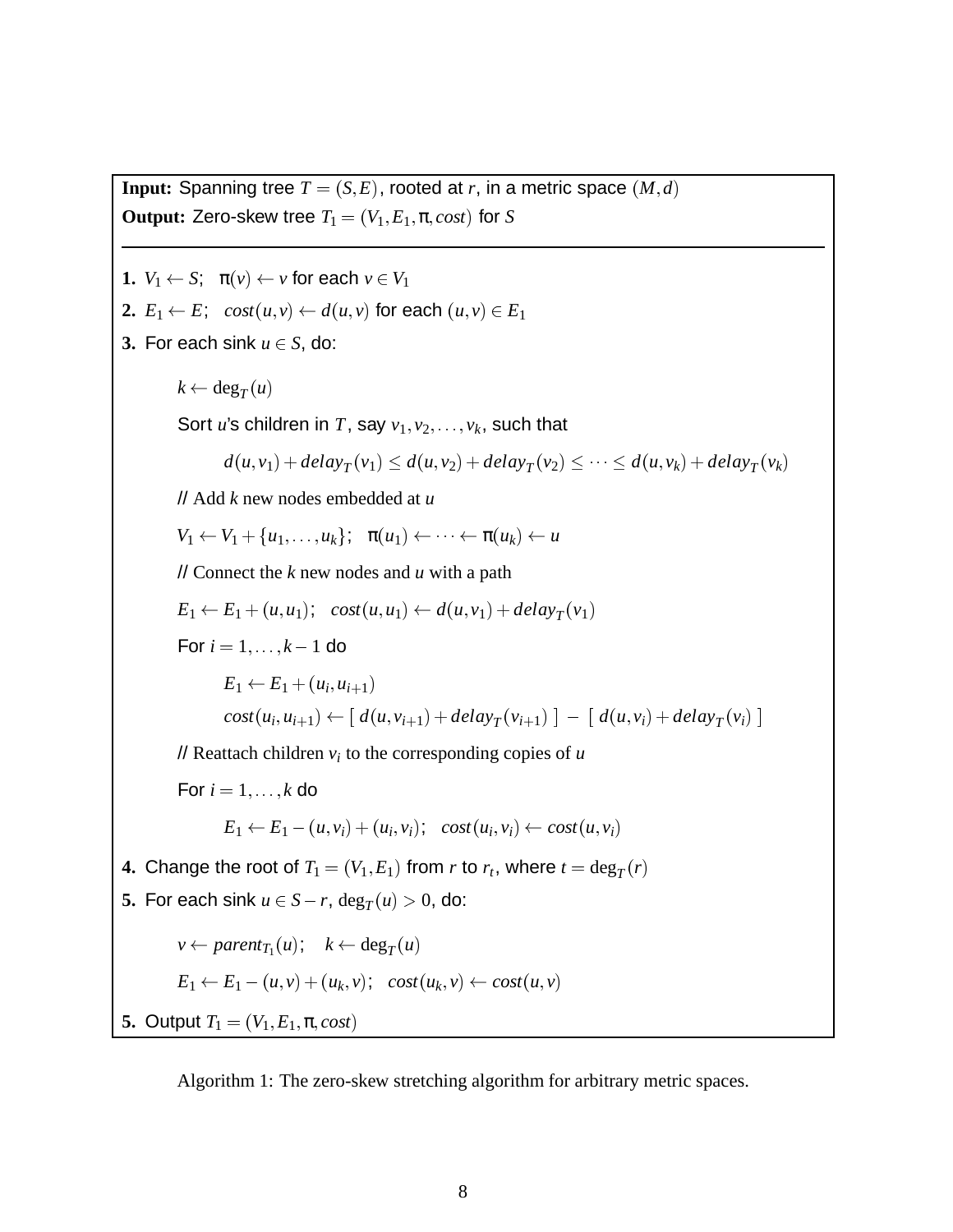**Input:** Spanning tree $T = (S, E)$, rooted at $r$, in a metric space $(M, d)$
**Output:** Zero-skew tree $T_1 = (V_1, E_1, \pi, cost)$ for $S$

---

**1.** $V_1 \leftarrow S$; $\pi(v) \leftarrow v$ for each $v \in V_1$

**2.** $E_1 \leftarrow E$; $cost(u, v) \leftarrow d(u, v)$ for each $(u, v) \in E_1$

**3.** For each sink $u \in S$, do:

$k \leftarrow \deg_T(u)$

Sort $u$'s children in $T$, say $v_1, v_2, \ldots, v_k$, such that

$$d(u, v_1) + delay_T(v_1) \leq d(u, v_2) + delay_T(v_2) \leq \cdots \leq d(u, v_k) + delay_T(v_k)$$

// Add $k$ new nodes embedded at $u$

$V_1 \leftarrow V_1 + \{u_1, \ldots, u_k\}$; $\pi(u_1) \leftarrow \cdots \leftarrow \pi(u_k) \leftarrow u$

// Connect the $k$ new nodes and $u$ with a path

$E_1 \leftarrow E_1 + (u, u_1)$; $cost(u, u_1) \leftarrow d(u, v_1) + delay_T(v_1)$

For $i = 1, \ldots, k-1$ do

$E_1 \leftarrow E_1 + (u_i, u_{i+1})$

$cost(u_i, u_{i+1}) \leftarrow [\, d(u, v_{i+1}) + delay_T(v_{i+1}) \,] - [\, d(u, v_i) + delay_T(v_i) \,]$

// Reattach children $v_i$ to the corresponding copies of $u$

For $i = 1, \ldots, k$ do

$E_1 \leftarrow E_1 - (u, v_i) + (u_i, v_i)$; $cost(u_i, v_i) \leftarrow cost(u, v_i)$

**4.** Change the root of $T_1 = (V_1, E_1)$ from $r$ to $r_t$, where $t = \deg_T(r)$

**5.** For each sink $u \in S - r$, $\deg_T(u) > 0$, do:

$v \leftarrow parent_{T_1}(u)$; $k \leftarrow \deg_T(u)$

$E_1 \leftarrow E_1 - (u, v) + (u_k, v)$; $cost(u_k, v) \leftarrow cost(u, v)$

**5.** Output $T_1 = (V_1, E_1, \pi, cost)$

Algorithm 1: The zero-skew stretching algorithm for arbitrary metric spaces.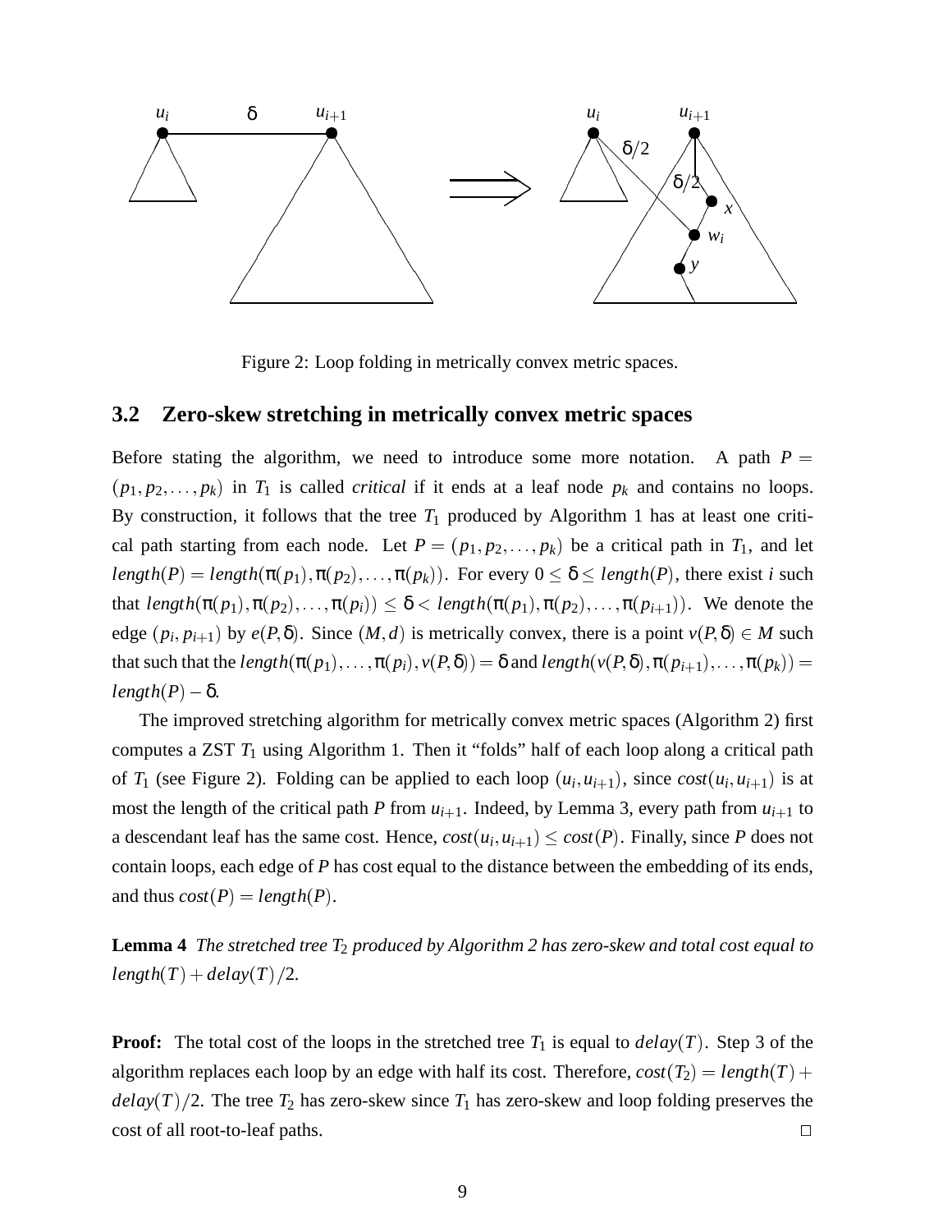Figure 2: Loop folding in metrically convex metric spaces.

### 3.2 Zero-skew stretching in metrically convex metric spaces

Before stating the algorithm, we need to introduce some more notation. A path $P = (p_1, p_2, \ldots, p_k)$ in $T_1$ is called *critical* if it ends at a leaf node $p_k$ and contains no loops. By construction, it follows that the tree $T_1$ produced by Algorithm 1 has at least one critical path starting from each node. Let $P = (p_1, p_2, \ldots, p_k)$ be a critical path in $T_1$, and let $length(P) = length(\pi(p_1), \pi(p_2), \ldots, \pi(p_k))$. For every $0 \leq \delta \leq length(P)$, there exist $i$ such that $length(\pi(p_1), \pi(p_2), \ldots, \pi(p_i)) \leq \delta < length(\pi(p_1), \pi(p_2), \ldots, \pi(p_{i+1}))$. We denote the edge $(p_i, p_{i+1})$ by $e(P, \delta)$. Since $(M, d)$ is metrically convex, there is a point $v(P, \delta) \in M$ such that such that the $length(\pi(p_1), \ldots, \pi(p_i), v(P, \delta)) = \delta$ and $length(v(P, \delta), \pi(p_{i+1}), \ldots, \pi(p_k)) = length(P) - \delta$.

The improved stretching algorithm for metrically convex metric spaces (Algorithm 2) first computes a ZST $T_1$ using Algorithm 1. Then it "folds" half of each loop along a critical path of $T_1$ (see Figure 2). Folding can be applied to each loop $(u_i, u_{i+1})$, since $cost(u_i, u_{i+1})$ is at most the length of the critical path $P$ from $u_{i+1}$. Indeed, by Lemma 3, every path from $u_{i+1}$ to a descendant leaf has the same cost. Hence, $cost(u_i, u_{i+1}) \leq cost(P)$. Finally, since $P$ does not contain loops, each edge of $P$ has cost equal to the distance between the embedding of its ends, and thus $cost(P) = length(P)$.

**Lemma 4** *The stretched tree $T_2$ produced by Algorithm 2 has zero-skew and total cost equal to $length(T) + delay(T)/2$.*

**Proof:** The total cost of the loops in the stretched tree $T_1$ is equal to $delay(T)$. Step 3 of the algorithm replaces each loop by an edge with half its cost. Therefore, $cost(T_2) = length(T) + delay(T)/2$. The tree $T_2$ has zero-skew since $T_1$ has zero-skew and loop folding preserves the cost of all root-to-leaf paths. □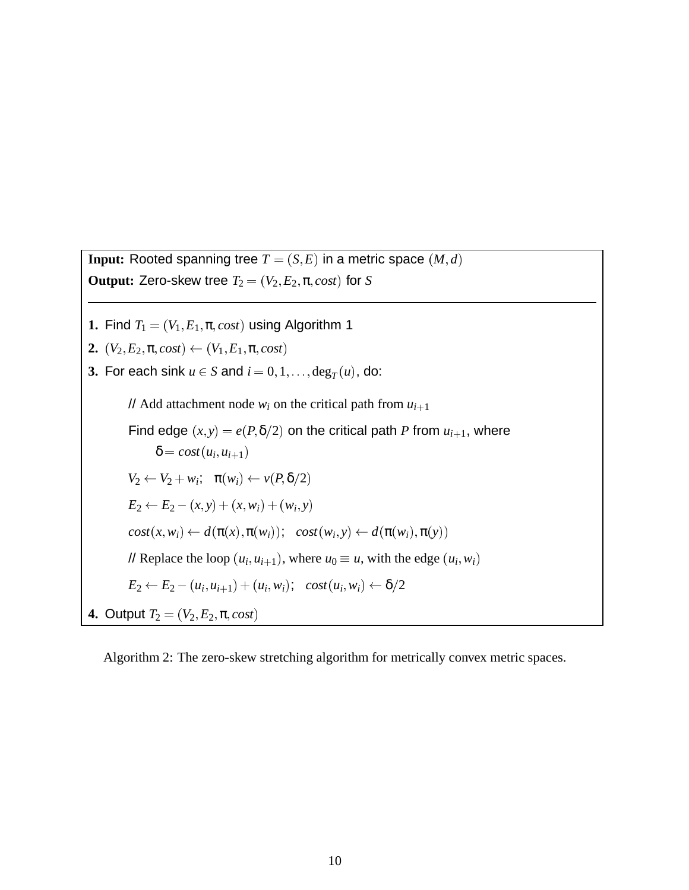**Input:** Rooted spanning tree $T = (S, E)$ in a metric space $(M, d)$

**Output:** Zero-skew tree $T_2 = (V_2, E_2, \pi, cost)$ for $S$

---

**1.** Find $T_1 = (V_1, E_1, \pi, cost)$ using Algorithm 1

**2.** $(V_2, E_2, \pi, cost) \leftarrow (V_1, E_1, \pi, cost)$

**3.** For each sink $u \in S$ and $i = 0, 1, \ldots, \deg_T(u)$, do:

> // Add attachment node $w_i$ on the critical path from $u_{i+1}$
>
> Find edge $(x, y) = e(P, \delta/2)$ on the critical path $P$ from $u_{i+1}$, where $\delta = cost(u_i, u_{i+1})$
>
> $V_2 \leftarrow V_2 + w_i$; $\pi(w_i) \leftarrow v(P, \delta/2)$
>
> $E_2 \leftarrow E_2 - (x, y) + (x, w_i) + (w_i, y)$
>
> $cost(x, w_i) \leftarrow d(\pi(x), \pi(w_i))$; $cost(w_i, y) \leftarrow d(\pi(w_i), \pi(y))$
>
> // Replace the loop $(u_i, u_{i+1})$, where $u_0 \equiv u$, with the edge $(u_i, w_i)$
>
> $E_2 \leftarrow E_2 - (u_i, u_{i+1}) + (u_i, w_i)$; $cost(u_i, w_i) \leftarrow \delta/2$

**4.** Output $T_2 = (V_2, E_2, \pi, cost)$

Algorithm 2: The zero-skew stretching algorithm for metrically convex metric spaces.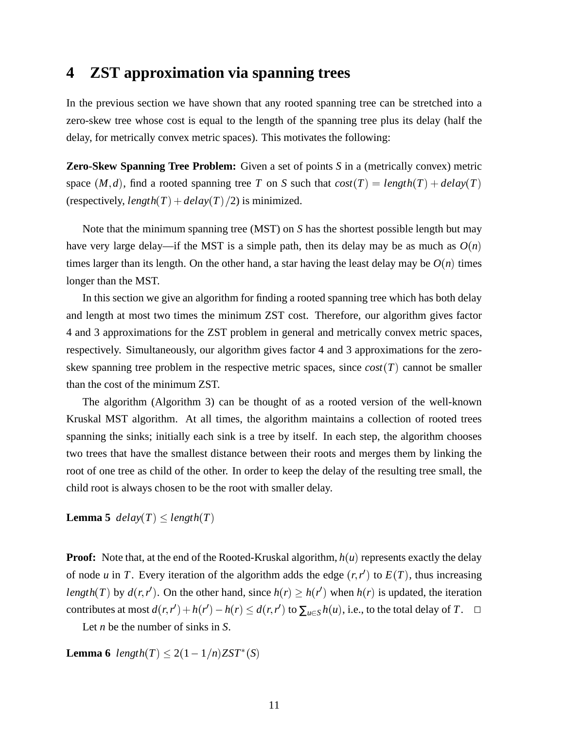## 4 ZST approximation via spanning trees

In the previous section we have shown that any rooted spanning tree can be stretched into a zero-skew tree whose cost is equal to the length of the spanning tree plus its delay (half the delay, for metrically convex metric spaces). This motivates the following:

**Zero-Skew Spanning Tree Problem:** Given a set of points $S$ in a (metrically convex) metric space $(M,d)$, find a rooted spanning tree $T$ on $S$ such that $cost(T) = length(T) + delay(T)$ (respectively, $length(T) + delay(T)/2$) is minimized.

Note that the minimum spanning tree (MST) on $S$ has the shortest possible length but may have very large delay—if the MST is a simple path, then its delay may be as much as $O(n)$ times larger than its length. On the other hand, a star having the least delay may be $O(n)$ times longer than the MST.

In this section we give an algorithm for finding a rooted spanning tree which has both delay and length at most two times the minimum ZST cost. Therefore, our algorithm gives factor 4 and 3 approximations for the ZST problem in general and metrically convex metric spaces, respectively. Simultaneously, our algorithm gives factor 4 and 3 approximations for the zero-skew spanning tree problem in the respective metric spaces, since $cost(T)$ cannot be smaller than the cost of the minimum ZST.

The algorithm (Algorithm 3) can be thought of as a rooted version of the well-known Kruskal MST algorithm. At all times, the algorithm maintains a collection of rooted trees spanning the sinks; initially each sink is a tree by itself. In each step, the algorithm chooses two trees that have the smallest distance between their roots and merges them by linking the root of one tree as child of the other. In order to keep the delay of the resulting tree small, the child root is always chosen to be the root with smaller delay.

**Lemma 5** $delay(T) \leq length(T)$

**Proof:** Note that, at the end of the Rooted-Kruskal algorithm, $h(u)$ represents exactly the delay of node $u$ in $T$. Every iteration of the algorithm adds the edge $(r,r')$ to $E(T)$, thus increasing $length(T)$ by $d(r,r')$. On the other hand, since $h(r) \geq h(r')$ when $h(r)$ is updated, the iteration contributes at most $d(r,r') + h(r') - h(r) \leq d(r,r')$ to $\sum_{u \in S} h(u)$, i.e., to the total delay of $T$. $\Box$

Let $n$ be the number of sinks in $S$.

**Lemma 6** $length(T) \leq 2(1-1/n)ZST^*(S)$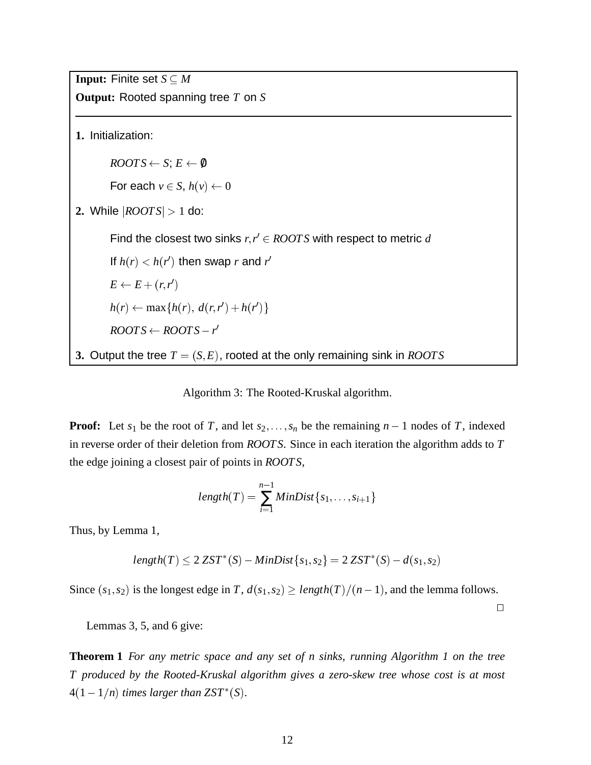**Input:** Finite set $S \subseteq M$

**Output:** Rooted spanning tree $T$ on $S$

---

**1.** Initialization:

$ROOTS \leftarrow S$; $E \leftarrow \emptyset$

For each $v \in S$, $h(v) \leftarrow 0$

**2.** While $|ROOTS| > 1$ do:

Find the closest two sinks $r, r' \in ROOTS$ with respect to metric $d$

If $h(r) < h(r')$ then swap $r$ and $r'$

$E \leftarrow E + (r, r')$

$h(r) \leftarrow \max\{h(r),\ d(r, r') + h(r')\}$

$ROOTS \leftarrow ROOTS - r'$

**3.** Output the tree $T = (S, E)$, rooted at the only remaining sink in $ROOTS$

Algorithm 3: The Rooted-Kruskal algorithm.

**Proof:** Let $s_1$ be the root of $T$, and let $s_2, \ldots, s_n$ be the remaining $n-1$ nodes of $T$, indexed in reverse order of their deletion from $ROOTS$. Since in each iteration the algorithm adds to $T$ the edge joining a closest pair of points in $ROOTS$,

$$length(T) = \sum_{i=1}^{n-1} MinDist\{s_1, \ldots, s_{i+1}\}$$

Thus, by Lemma 1,

$$length(T) \leq 2\, ZST^*(S) - MinDist\{s_1, s_2\} = 2\, ZST^*(S) - d(s_1, s_2)$$

Since $(s_1, s_2)$ is the longest edge in $T$, $d(s_1, s_2) \geq length(T)/(n-1)$, and the lemma follows. □

Lemmas 3, 5, and 6 give:

**Theorem 1** *For any metric space and any set of n sinks, running Algorithm 1 on the tree T produced by the Rooted-Kruskal algorithm gives a zero-skew tree whose cost is at most* $4(1 - 1/n)$ *times larger than* $ZST^*(S)$.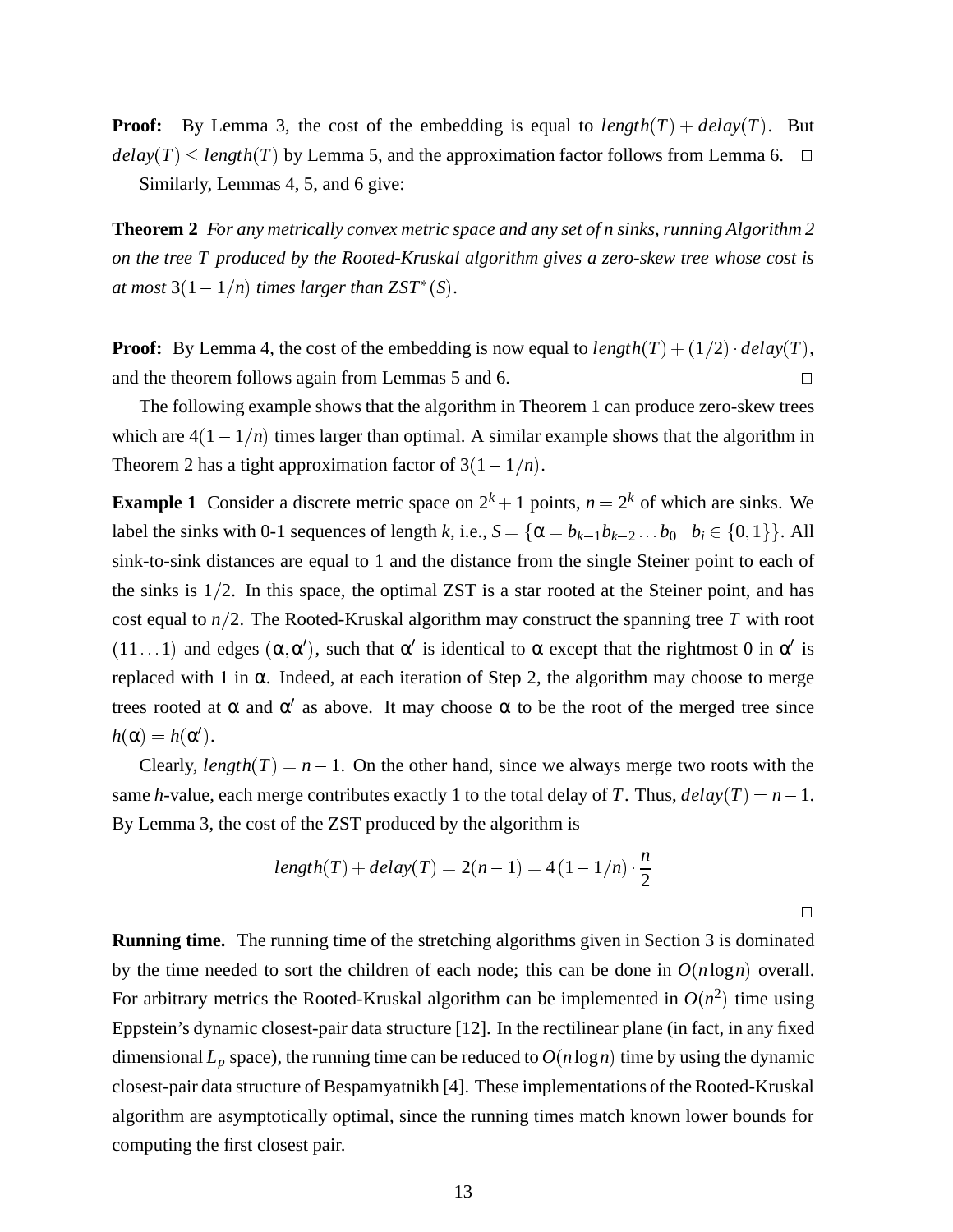**Proof:** By Lemma 3, the cost of the embedding is equal to $length(T) + delay(T)$. But $delay(T) \leq length(T)$ by Lemma 5, and the approximation factor follows from Lemma 6. □

Similarly, Lemmas 4, 5, and 6 give:

**Theorem 2** *For any metrically convex metric space and any set of n sinks, running Algorithm 2 on the tree T produced by the Rooted-Kruskal algorithm gives a zero-skew tree whose cost is at most* $3(1-1/n)$ *times larger than* $ZST^*(S)$.

**Proof:** By Lemma 4, the cost of the embedding is now equal to $length(T) + (1/2) \cdot delay(T)$, and the theorem follows again from Lemmas 5 and 6. □

The following example shows that the algorithm in Theorem 1 can produce zero-skew trees which are $4(1-1/n)$ times larger than optimal. A similar example shows that the algorithm in Theorem 2 has a tight approximation factor of $3(1-1/n)$.

**Example 1** Consider a discrete metric space on $2^k + 1$ points, $n = 2^k$ of which are sinks. We label the sinks with 0-1 sequences of length $k$, i.e., $S = \{\alpha = b_{k-1}b_{k-2}\ldots b_0 \mid b_i \in \{0,1\}\}$. All sink-to-sink distances are equal to 1 and the distance from the single Steiner point to each of the sinks is $1/2$. In this space, the optimal ZST is a star rooted at the Steiner point, and has cost equal to $n/2$. The Rooted-Kruskal algorithm may construct the spanning tree $T$ with root $(11\ldots1)$ and edges $(\alpha, \alpha')$, such that $\alpha'$ is identical to $\alpha$ except that the rightmost 0 in $\alpha'$ is replaced with 1 in $\alpha$. Indeed, at each iteration of Step 2, the algorithm may choose to merge trees rooted at $\alpha$ and $\alpha'$ as above. It may choose $\alpha$ to be the root of the merged tree since $h(\alpha) = h(\alpha')$.

Clearly, $length(T) = n - 1$. On the other hand, since we always merge two roots with the same $h$-value, each merge contributes exactly 1 to the total delay of $T$. Thus, $delay(T) = n - 1$. By Lemma 3, the cost of the ZST produced by the algorithm is

$$length(T) + delay(T) = 2(n-1) = 4(1-1/n) \cdot \frac{n}{2}$$

□

**Running time.** The running time of the stretching algorithms given in Section 3 is dominated by the time needed to sort the children of each node; this can be done in $O(n \log n)$ overall. For arbitrary metrics the Rooted-Kruskal algorithm can be implemented in $O(n^2)$ time using Eppstein's dynamic closest-pair data structure [12]. In the rectilinear plane (in fact, in any fixed dimensional $L_p$ space), the running time can be reduced to $O(n \log n)$ time by using the dynamic closest-pair data structure of Bespamyatnikh [4]. These implementations of the Rooted-Kruskal algorithm are asymptotically optimal, since the running times match known lower bounds for computing the first closest pair.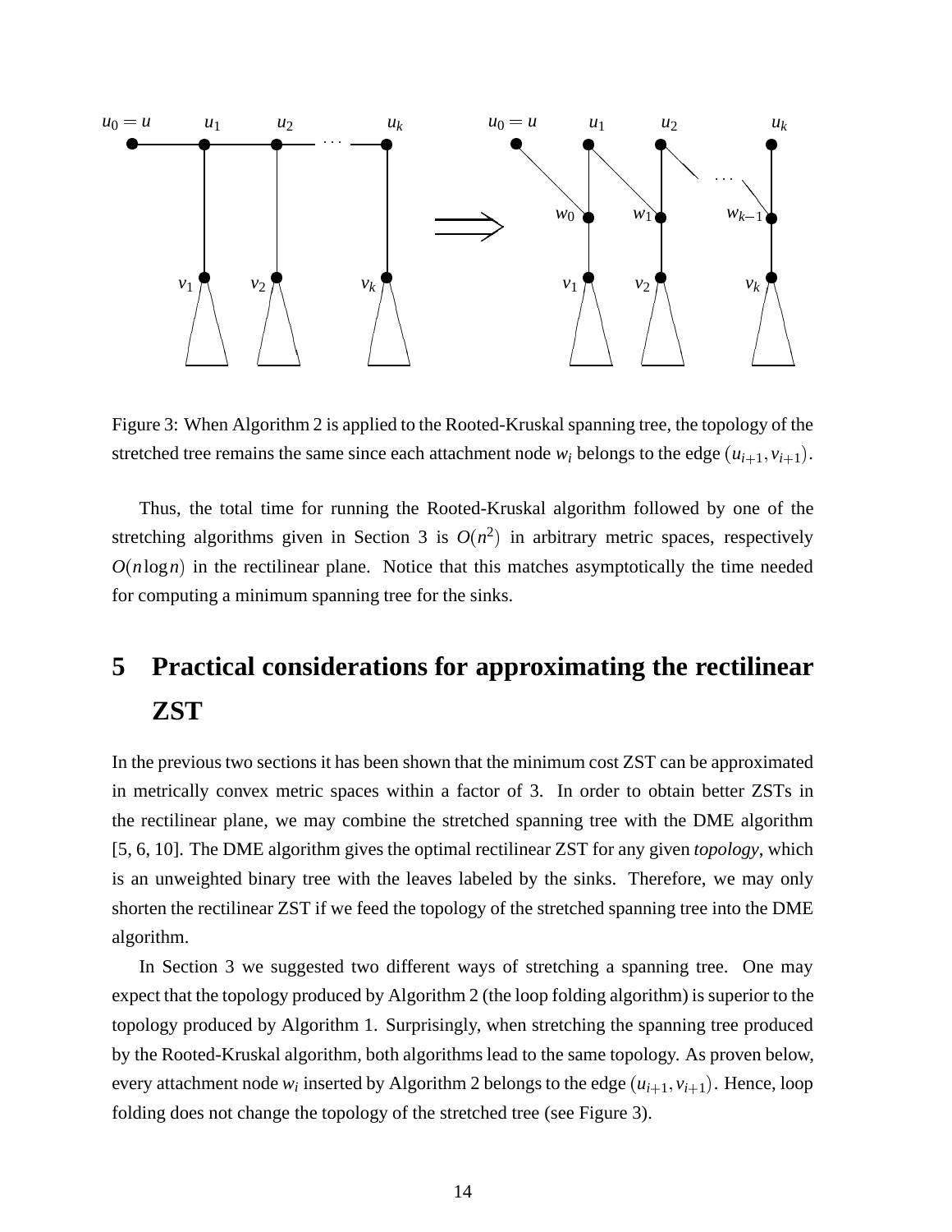Figure 3: When Algorithm 2 is applied to the Rooted-Kruskal spanning tree, the topology of the stretched tree remains the same since each attachment node $w_i$ belongs to the edge $(u_{i+1}, v_{i+1})$.

Thus, the total time for running the Rooted-Kruskal algorithm followed by one of the stretching algorithms given in Section 3 is $O(n^2)$ in arbitrary metric spaces, respectively $O(n \log n)$ in the rectilinear plane. Notice that this matches asymptotically the time needed for computing a minimum spanning tree for the sinks.

# 5 Practical considerations for approximating the rectilinear ZST

In the previous two sections it has been shown that the minimum cost ZST can be approximated in metrically convex metric spaces within a factor of 3. In order to obtain better ZSTs in the rectilinear plane, we may combine the stretched spanning tree with the DME algorithm [5, 6, 10]. The DME algorithm gives the optimal rectilinear ZST for any given *topology*, which is an unweighted binary tree with the leaves labeled by the sinks. Therefore, we may only shorten the rectilinear ZST if we feed the topology of the stretched spanning tree into the DME algorithm.

In Section 3 we suggested two different ways of stretching a spanning tree. One may expect that the topology produced by Algorithm 2 (the loop folding algorithm) is superior to the topology produced by Algorithm 1. Surprisingly, when stretching the spanning tree produced by the Rooted-Kruskal algorithm, both algorithms lead to the same topology. As proven below, every attachment node $w_i$ inserted by Algorithm 2 belongs to the edge $(u_{i+1}, v_{i+1})$. Hence, loop folding does not change the topology of the stretched tree (see Figure 3).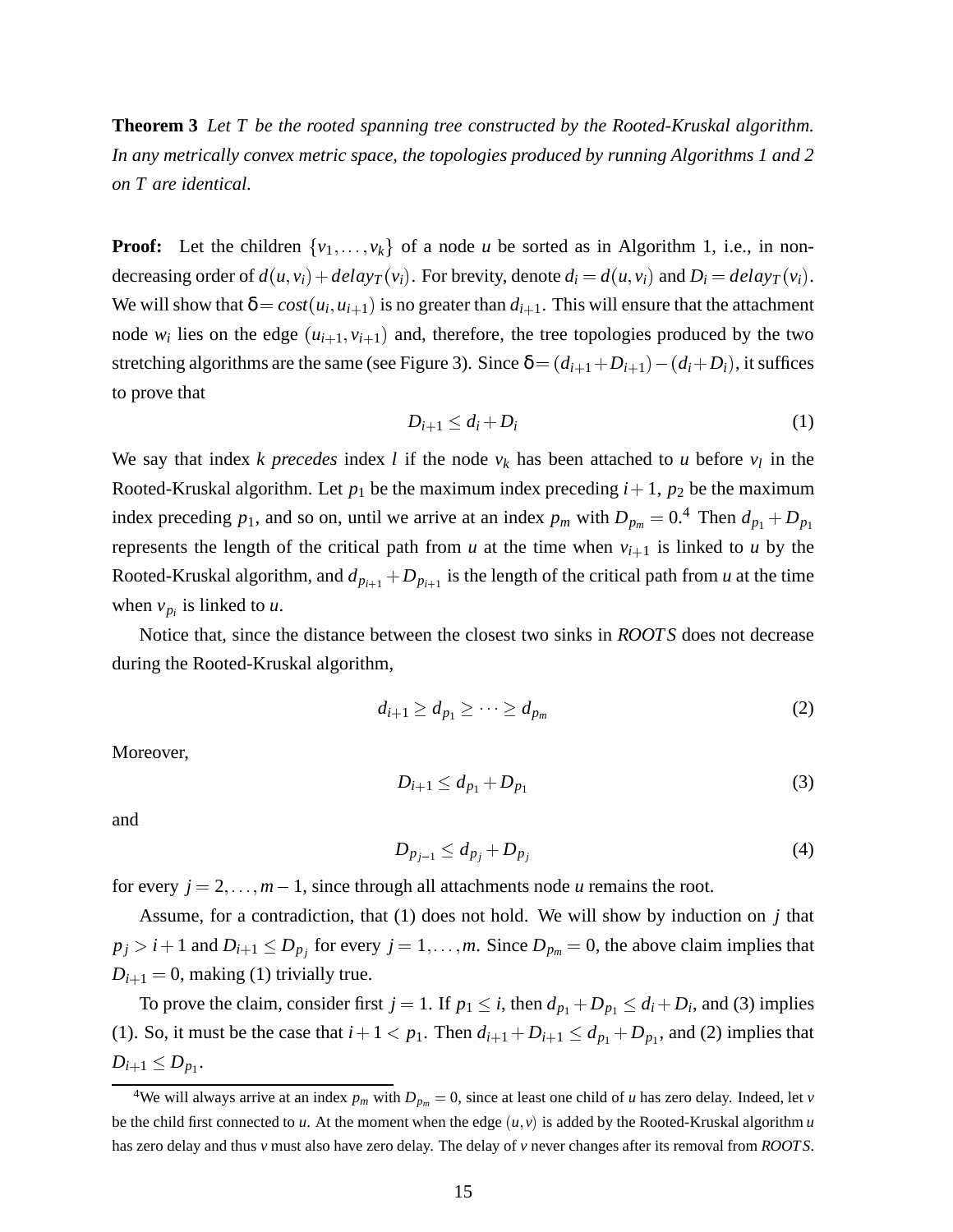**Theorem 3** *Let $T$ be the rooted spanning tree constructed by the Rooted-Kruskal algorithm. In any metrically convex metric space, the topologies produced by running Algorithms 1 and 2 on $T$ are identical.*

**Proof:** Let the children $\{v_1, \ldots, v_k\}$ of a node $u$ be sorted as in Algorithm 1, i.e., in non-decreasing order of $d(u, v_i) + delay_T(v_i)$. For brevity, denote $d_i = d(u, v_i)$ and $D_i = delay_T(v_i)$. We will show that $\delta = cost(u_i, u_{i+1})$ is no greater than $d_{i+1}$. This will ensure that the attachment node $w_i$ lies on the edge $(u_{i+1}, v_{i+1})$ and, therefore, the tree topologies produced by the two stretching algorithms are the same (see Figure 3). Since $\delta = (d_{i+1} + D_{i+1}) - (d_i + D_i)$, it suffices to prove that

$$D_{i+1} \leq d_i + D_i \tag{1}$$

We say that index $k$ *precedes* index $l$ if the node $v_k$ has been attached to $u$ before $v_l$ in the Rooted-Kruskal algorithm. Let $p_1$ be the maximum index preceding $i+1$, $p_2$ be the maximum index preceding $p_1$, and so on, until we arrive at an index $p_m$ with $D_{p_m} = 0$.[4] Then $d_{p_1} + D_{p_1}$ represents the length of the critical path from $u$ at the time when $v_{i+1}$ is linked to $u$ by the Rooted-Kruskal algorithm, and $d_{p_{i+1}} + D_{p_{i+1}}$ is the length of the critical path from $u$ at the time when $v_{p_i}$ is linked to $u$.

Notice that, since the distance between the closest two sinks in *ROOTS* does not decrease during the Rooted-Kruskal algorithm,

$$d_{i+1} \geq d_{p_1} \geq \cdots \geq d_{p_m} \tag{2}$$

Moreover,

$$D_{i+1} \leq d_{p_1} + D_{p_1} \tag{3}$$

and

$$D_{p_{j-1}} \leq d_{p_j} + D_{p_j} \tag{4}$$

for every $j = 2, \ldots, m-1$, since through all attachments node $u$ remains the root.

Assume, for a contradiction, that (1) does not hold. We will show by induction on $j$ that $p_j > i+1$ and $D_{i+1} \leq D_{p_j}$ for every $j = 1, \ldots, m$. Since $D_{p_m} = 0$, the above claim implies that $D_{i+1} = 0$, making (1) trivially true.

To prove the claim, consider first $j = 1$. If $p_1 \leq i$, then $d_{p_1} + D_{p_1} \leq d_i + D_i$, and (3) implies (1). So, it must be the case that $i+1 < p_1$. Then $d_{i+1} + D_{i+1} \leq d_{p_1} + D_{p_1}$, and (2) implies that $D_{i+1} \leq D_{p_1}$.

[4] We will always arrive at an index $p_m$ with $D_{p_m} = 0$, since at least one child of $u$ has zero delay. Indeed, let $v$ be the child first connected to $u$. At the moment when the edge $(u, v)$ is added by the Rooted-Kruskal algorithm $u$ has zero delay and thus $v$ must also have zero delay. The delay of $v$ never changes after its removal from *ROOTS*.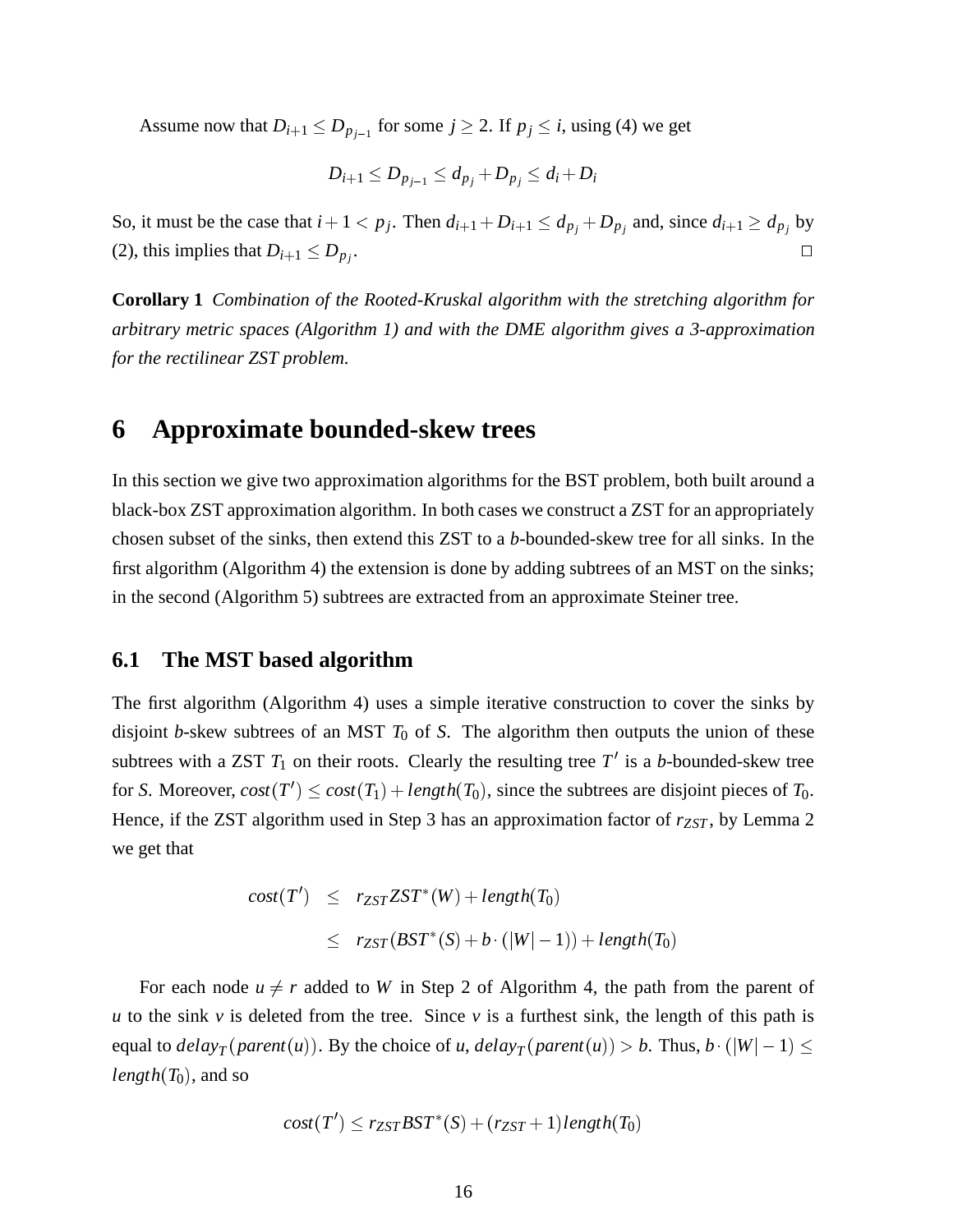Assume now that $D_{i+1} \leq D_{p_{j-1}}$ for some $j \geq 2$. If $p_j \leq i$, using (4) we get

$$D_{i+1} \leq D_{p_{j-1}} \leq d_{p_j} + D_{p_j} \leq d_i + D_i$$

So, it must be the case that $i+1 < p_j$. Then $d_{i+1} + D_{i+1} \leq d_{p_j} + D_{p_j}$ and, since $d_{i+1} \geq d_{p_j}$ by (2), this implies that $D_{i+1} \leq D_{p_j}$. $\square$

**Corollary 1** *Combination of the Rooted-Kruskal algorithm with the stretching algorithm for arbitrary metric spaces (Algorithm 1) and with the DME algorithm gives a 3-approximation for the rectilinear ZST problem.*

# 6 Approximate bounded-skew trees

In this section we give two approximation algorithms for the BST problem, both built around a black-box ZST approximation algorithm. In both cases we construct a ZST for an appropriately chosen subset of the sinks, then extend this ZST to a $b$-bounded-skew tree for all sinks. In the first algorithm (Algorithm 4) the extension is done by adding subtrees of an MST on the sinks; in the second (Algorithm 5) subtrees are extracted from an approximate Steiner tree.

## 6.1 The MST based algorithm

The first algorithm (Algorithm 4) uses a simple iterative construction to cover the sinks by disjoint $b$-skew subtrees of an MST $T_0$ of $S$. The algorithm then outputs the union of these subtrees with a ZST $T_1$ on their roots. Clearly the resulting tree $T'$ is a $b$-bounded-skew tree for $S$. Moreover, $cost(T') \leq cost(T_1) + length(T_0)$, since the subtrees are disjoint pieces of $T_0$. Hence, if the ZST algorithm used in Step 3 has an approximation factor of $r_{ZST}$, by Lemma 2 we get that

$$\begin{aligned} cost(T') &\leq r_{ZST} ZST^*(W) + length(T_0) \\ &\leq r_{ZST}(BST^*(S) + b \cdot (|W| - 1)) + length(T_0) \end{aligned}$$

For each node $u \neq r$ added to $W$ in Step 2 of Algorithm 4, the path from the parent of $u$ to the sink $v$ is deleted from the tree. Since $v$ is a furthest sink, the length of this path is equal to $delay_T(parent(u))$. By the choice of $u$, $delay_T(parent(u)) > b$. Thus, $b \cdot (|W| - 1) \leq length(T_0)$, and so

$$cost(T') \leq r_{ZST} BST^*(S) + (r_{ZST} + 1) length(T_0)$$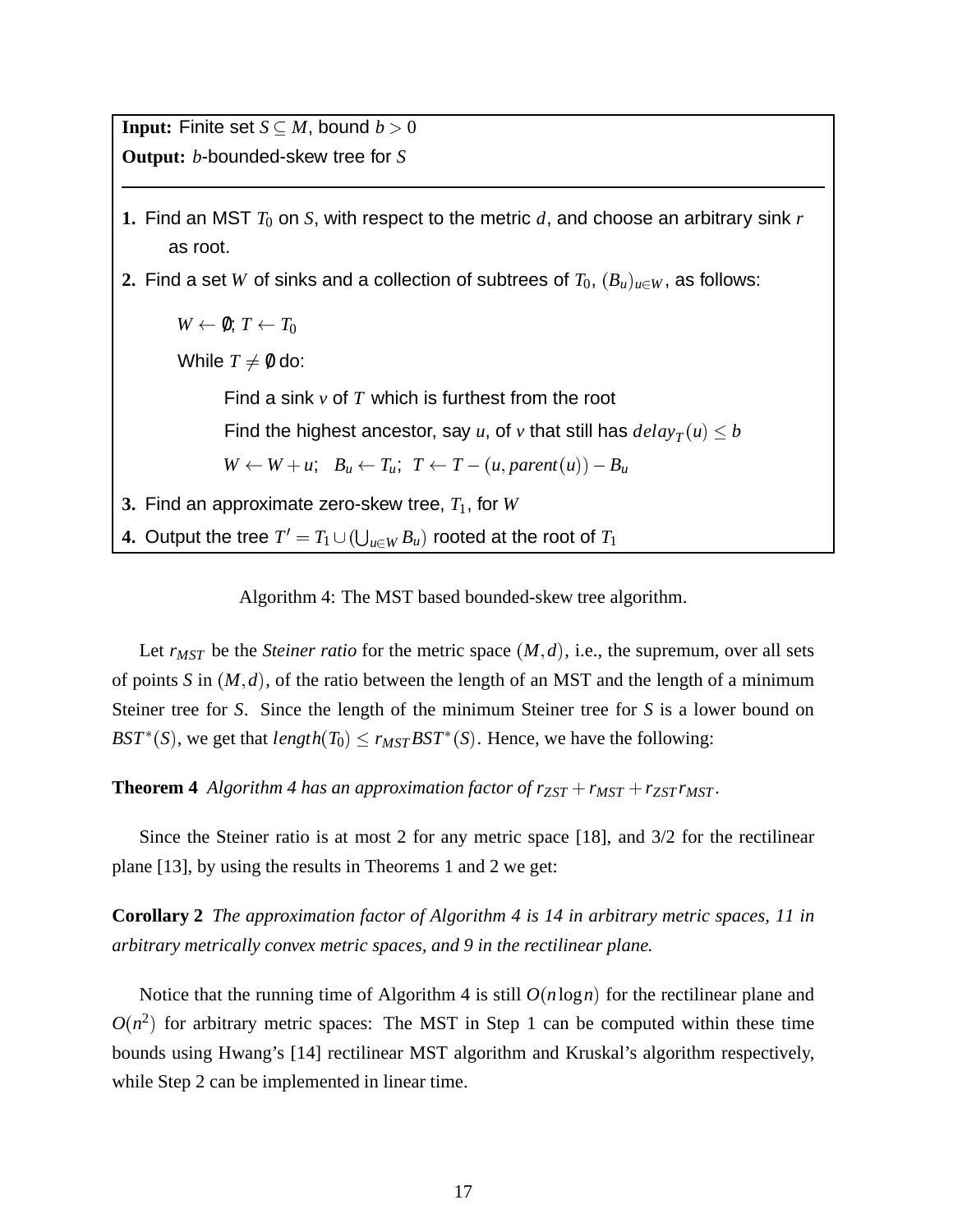**Input:** Finite set $S \subseteq M$, bound $b > 0$

**Output:** $b$-bounded-skew tree for $S$

---

**1.** Find an MST $T_0$ on $S$, with respect to the metric $d$, and choose an arbitrary sink $r$ as root.

**2.** Find a set $W$ of sinks and a collection of subtrees of $T_0$, $(B_u)_{u \in W}$, as follows:

> $W \leftarrow \emptyset$; $T \leftarrow T_0$
>
> While $T \neq \emptyset$ do:
>
> > Find a sink $v$ of $T$ which is furthest from the root
> >
> > Find the highest ancestor, say $u$, of $v$ that still has $delay_T(u) \leq b$
> >
> > $W \leftarrow W + u$; $B_u \leftarrow T_u$; $T \leftarrow T - (u, parent(u)) - B_u$

**3.** Find an approximate zero-skew tree, $T_1$, for $W$

**4.** Output the tree $T' = T_1 \cup (\bigcup_{u \in W} B_u)$ rooted at the root of $T_1$

Algorithm 4: The MST based bounded-skew tree algorithm.

Let $r_{MST}$ be the *Steiner ratio* for the metric space $(M, d)$, i.e., the supremum, over all sets of points $S$ in $(M, d)$, of the ratio between the length of an MST and the length of a minimum Steiner tree for $S$. Since the length of the minimum Steiner tree for $S$ is a lower bound on $BST^*(S)$, we get that $length(T_0) \leq r_{MST} BST^*(S)$. Hence, we have the following:

**Theorem 4** *Algorithm 4 has an approximation factor of* $r_{ZST} + r_{MST} + r_{ZST} r_{MST}$.

Since the Steiner ratio is at most 2 for any metric space [18], and 3/2 for the rectilinear plane [13], by using the results in Theorems 1 and 2 we get:

**Corollary 2** *The approximation factor of Algorithm 4 is 14 in arbitrary metric spaces, 11 in arbitrary metrically convex metric spaces, and 9 in the rectilinear plane.*

Notice that the running time of Algorithm 4 is still $O(n \log n)$ for the rectilinear plane and $O(n^2)$ for arbitrary metric spaces: The MST in Step 1 can be computed within these time bounds using Hwang's [14] rectilinear MST algorithm and Kruskal's algorithm respectively, while Step 2 can be implemented in linear time.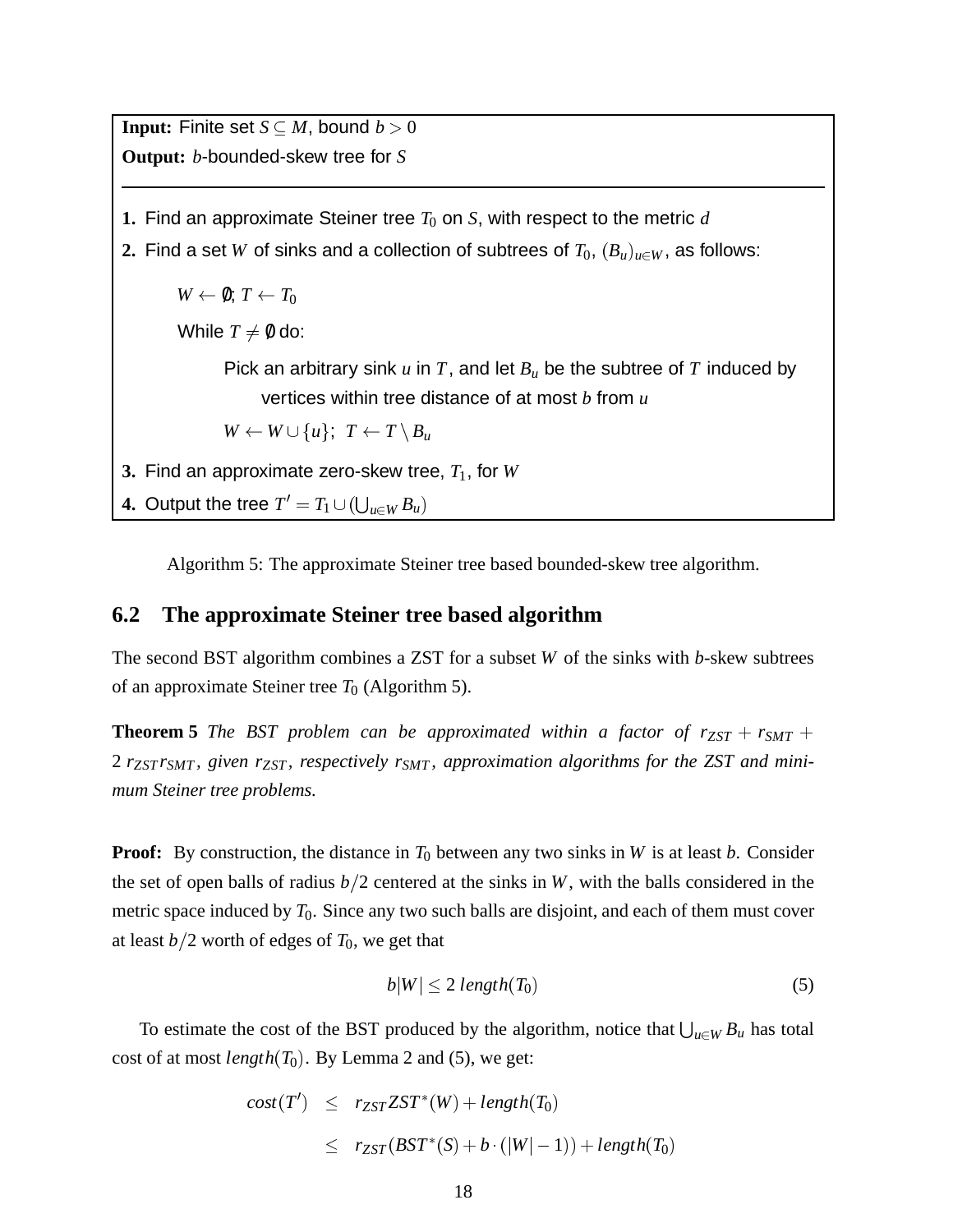**Input:** Finite set $S \subseteq M$, bound $b > 0$
**Output:** $b$-bounded-skew tree for $S$

---

**1.** Find an approximate Steiner tree $T_0$ on $S$, with respect to the metric $d$

**2.** Find a set $W$ of sinks and a collection of subtrees of $T_0$, $(B_u)_{u \in W}$, as follows:

$W \leftarrow \emptyset$; $T \leftarrow T_0$

While $T \neq \emptyset$ do:

Pick an arbitrary sink $u$ in $T$, and let $B_u$ be the subtree of $T$ induced by vertices within tree distance of at most $b$ from $u$

$W \leftarrow W \cup \{u\}$; $T \leftarrow T \setminus B_u$

**3.** Find an approximate zero-skew tree, $T_1$, for $W$

**4.** Output the tree $T' = T_1 \cup (\bigcup_{u \in W} B_u)$

Algorithm 5: The approximate Steiner tree based bounded-skew tree algorithm.

## 6.2 The approximate Steiner tree based algorithm

The second BST algorithm combines a ZST for a subset $W$ of the sinks with $b$-skew subtrees of an approximate Steiner tree $T_0$ (Algorithm 5).

**Theorem 5** *The BST problem can be approximated within a factor of $r_{ZST} + r_{SMT} + 2\, r_{ZST} r_{SMT}$, given $r_{ZST}$, respectively $r_{SMT}$, approximation algorithms for the ZST and minimum Steiner tree problems.*

**Proof:** By construction, the distance in $T_0$ between any two sinks in $W$ is at least $b$. Consider the set of open balls of radius $b/2$ centered at the sinks in $W$, with the balls considered in the metric space induced by $T_0$. Since any two such balls are disjoint, and each of them must cover at least $b/2$ worth of edges of $T_0$, we get that

$$b|W| \leq 2\ length(T_0) \tag{5}$$

To estimate the cost of the BST produced by the algorithm, notice that $\bigcup_{u \in W} B_u$ has total cost of at most $length(T_0)$. By Lemma 2 and (5), we get:

$$\begin{aligned} cost(T') &\leq r_{ZST} ZST^*(W) + length(T_0) \\ &\leq r_{ZST}(BST^*(S) + b \cdot (|W| - 1)) + length(T_0) \end{aligned}$$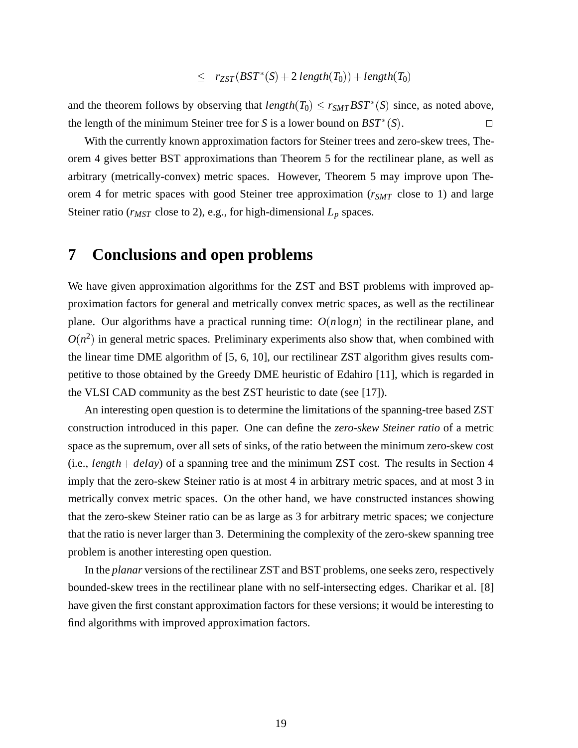$$\leq \quad r_{ZST}(BST^*(S) + 2\,length(T_0)) + length(T_0)$$

and the theorem follows by observing that $length(T_0) \leq r_{SMT} BST^*(S)$ since, as noted above, the length of the minimum Steiner tree for $S$ is a lower bound on $BST^*(S)$. □

With the currently known approximation factors for Steiner trees and zero-skew trees, Theorem 4 gives better BST approximations than Theorem 5 for the rectilinear plane, as well as arbitrary (metrically-convex) metric spaces. However, Theorem 5 may improve upon Theorem 4 for metric spaces with good Steiner tree approximation ($r_{SMT}$ close to 1) and large Steiner ratio ($r_{MST}$ close to 2), e.g., for high-dimensional $L_p$ spaces.

# 7 Conclusions and open problems

We have given approximation algorithms for the ZST and BST problems with improved approximation factors for general and metrically convex metric spaces, as well as the rectilinear plane. Our algorithms have a practical running time: $O(n \log n)$ in the rectilinear plane, and $O(n^2)$ in general metric spaces. Preliminary experiments also show that, when combined with the linear time DME algorithm of [5, 6, 10], our rectilinear ZST algorithm gives results competitive to those obtained by the Greedy DME heuristic of Edahiro [11], which is regarded in the VLSI CAD community as the best ZST heuristic to date (see [17]).

An interesting open question is to determine the limitations of the spanning-tree based ZST construction introduced in this paper. One can define the *zero-skew Steiner ratio* of a metric space as the supremum, over all sets of sinks, of the ratio between the minimum zero-skew cost (i.e., $length + delay$) of a spanning tree and the minimum ZST cost. The results in Section 4 imply that the zero-skew Steiner ratio is at most 4 in arbitrary metric spaces, and at most 3 in metrically convex metric spaces. On the other hand, we have constructed instances showing that the zero-skew Steiner ratio can be as large as 3 for arbitrary metric spaces; we conjecture that the ratio is never larger than 3. Determining the complexity of the zero-skew spanning tree problem is another interesting open question.

In the *planar* versions of the rectilinear ZST and BST problems, one seeks zero, respectively bounded-skew trees in the rectilinear plane with no self-intersecting edges. Charikar et al. [8] have given the first constant approximation factors for these versions; it would be interesting to find algorithms with improved approximation factors.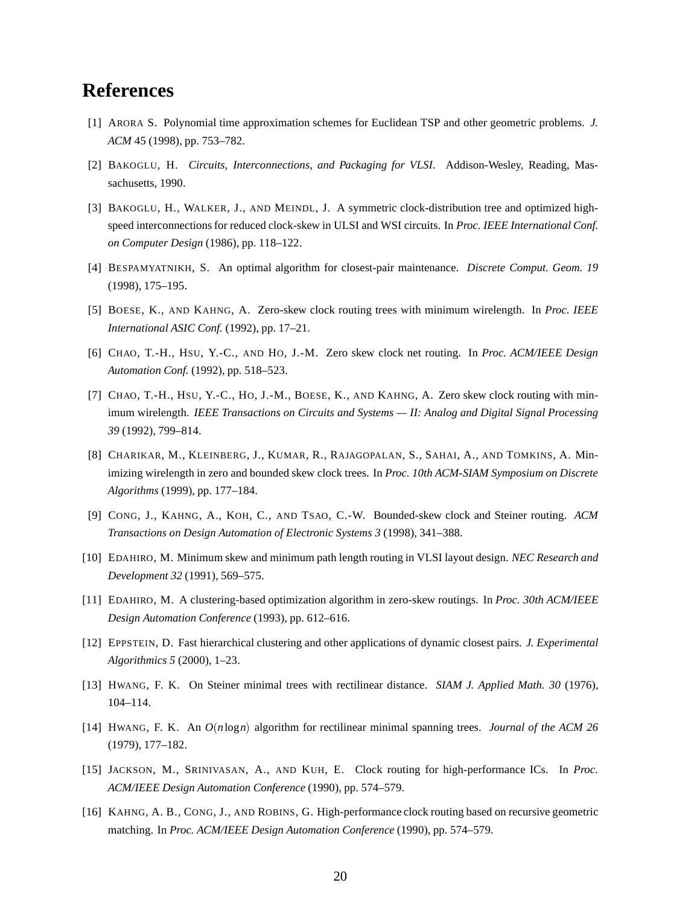# References

[1] ARORA S. Polynomial time approximation schemes for Euclidean TSP and other geometric problems. *J. ACM* 45 (1998), pp. 753–782.

[2] BAKOGLU, H. *Circuits, Interconnections, and Packaging for VLSI*. Addison-Wesley, Reading, Massachusetts, 1990.

[3] BAKOGLU, H., WALKER, J., AND MEINDL, J. A symmetric clock-distribution tree and optimized high-speed interconnections for reduced clock-skew in ULSI and WSI circuits. In *Proc. IEEE International Conf. on Computer Design* (1986), pp. 118–122.

[4] BESPAMYATNIKH, S. An optimal algorithm for closest-pair maintenance. *Discrete Comput. Geom. 19* (1998), 175–195.

[5] BOESE, K., AND KAHNG, A. Zero-skew clock routing trees with minimum wirelength. In *Proc. IEEE International ASIC Conf.* (1992), pp. 17–21.

[6] CHAO, T.-H., HSU, Y.-C., AND HO, J.-M. Zero skew clock net routing. In *Proc. ACM/IEEE Design Automation Conf.* (1992), pp. 518–523.

[7] CHAO, T.-H., HSU, Y.-C., HO, J.-M., BOESE, K., AND KAHNG, A. Zero skew clock routing with minimum wirelength. *IEEE Transactions on Circuits and Systems — II: Analog and Digital Signal Processing 39* (1992), 799–814.

[8] CHARIKAR, M., KLEINBERG, J., KUMAR, R., RAJAGOPALAN, S., SAHAI, A., AND TOMKINS, A. Minimizing wirelength in zero and bounded skew clock trees. In *Proc. 10th ACM-SIAM Symposium on Discrete Algorithms* (1999), pp. 177–184.

[9] CONG, J., KAHNG, A., KOH, C., AND TSAO, C.-W. Bounded-skew clock and Steiner routing. *ACM Transactions on Design Automation of Electronic Systems 3* (1998), 341–388.

[10] EDAHIRO, M. Minimum skew and minimum path length routing in VLSI layout design. *NEC Research and Development 32* (1991), 569–575.

[11] EDAHIRO, M. A clustering-based optimization algorithm in zero-skew routings. In *Proc. 30th ACM/IEEE Design Automation Conference* (1993), pp. 612–616.

[12] EPPSTEIN, D. Fast hierarchical clustering and other applications of dynamic closest pairs. *J. Experimental Algorithmics 5* (2000), 1–23.

[13] HWANG, F. K. On Steiner minimal trees with rectilinear distance. *SIAM J. Applied Math. 30* (1976), 104–114.

[14] HWANG, F. K. An $O(n \log n)$ algorithm for rectilinear minimal spanning trees. *Journal of the ACM 26* (1979), 177–182.

[15] JACKSON, M., SRINIVASAN, A., AND KUH, E. Clock routing for high-performance ICs. In *Proc. ACM/IEEE Design Automation Conference* (1990), pp. 574–579.

[16] KAHNG, A. B., CONG, J., AND ROBINS, G. High-performance clock routing based on recursive geometric matching. In *Proc. ACM/IEEE Design Automation Conference* (1990), pp. 574–579.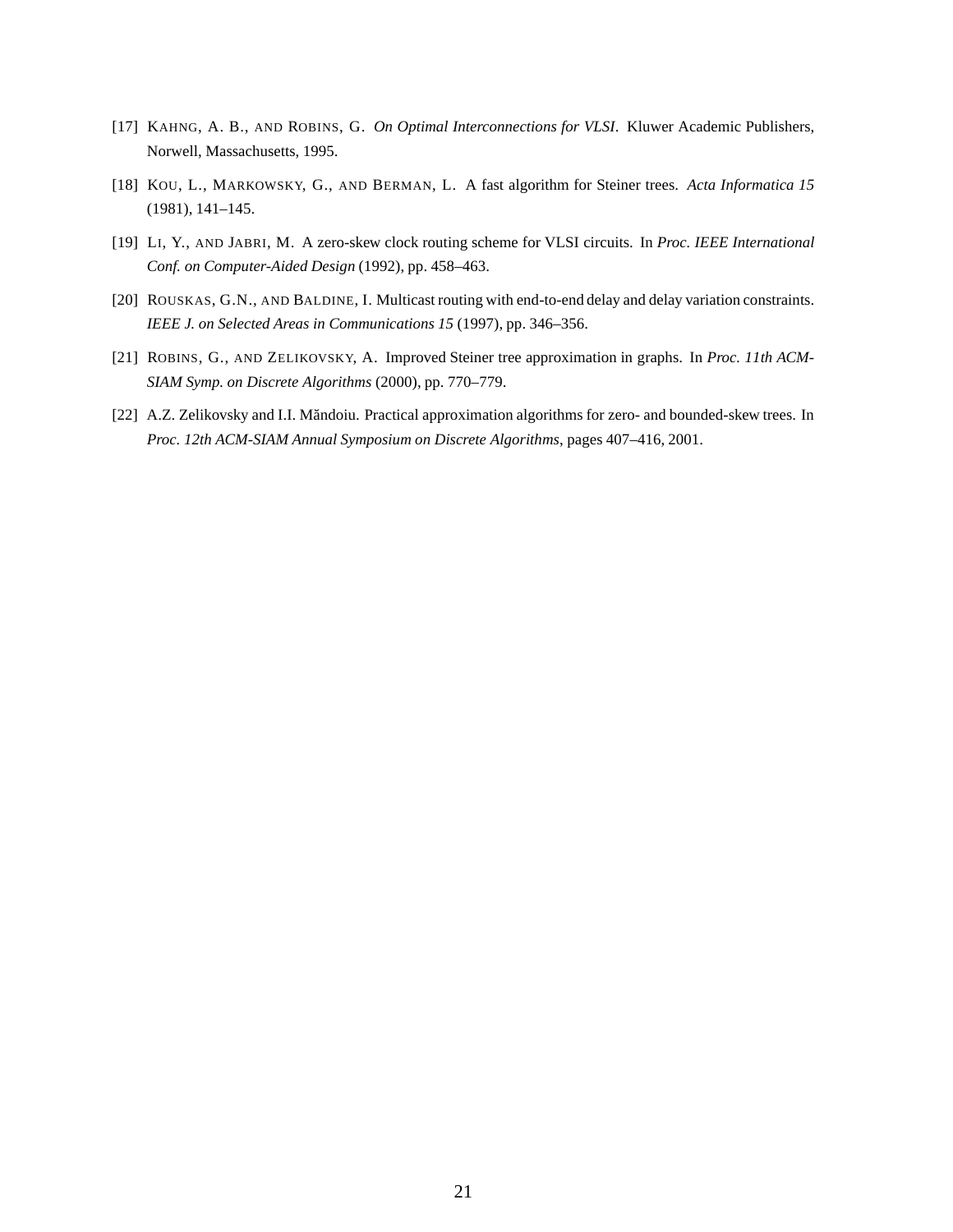[17] Kahng, A. B., and Robins, G. *On Optimal Interconnections for VLSI*. Kluwer Academic Publishers, Norwell, Massachusetts, 1995.

[18] Kou, L., Markowsky, G., and Berman, L. A fast algorithm for Steiner trees. *Acta Informatica 15* (1981), 141–145.

[19] Li, Y., and Jabri, M. A zero-skew clock routing scheme for VLSI circuits. In *Proc. IEEE International Conf. on Computer-Aided Design* (1992), pp. 458–463.

[20] Rouskas, G.N., and Baldine, I. Multicast routing with end-to-end delay and delay variation constraints. *IEEE J. on Selected Areas in Communications 15* (1997), pp. 346–356.

[21] Robins, G., and Zelikovsky, A. Improved Steiner tree approximation in graphs. In *Proc. 11th ACM-SIAM Symp. on Discrete Algorithms* (2000), pp. 770–779.

[22] A.Z. Zelikovsky and I.I. Măndoiu. Practical approximation algorithms for zero- and bounded-skew trees. In *Proc. 12th ACM-SIAM Annual Symposium on Discrete Algorithms*, pages 407–416, 2001.